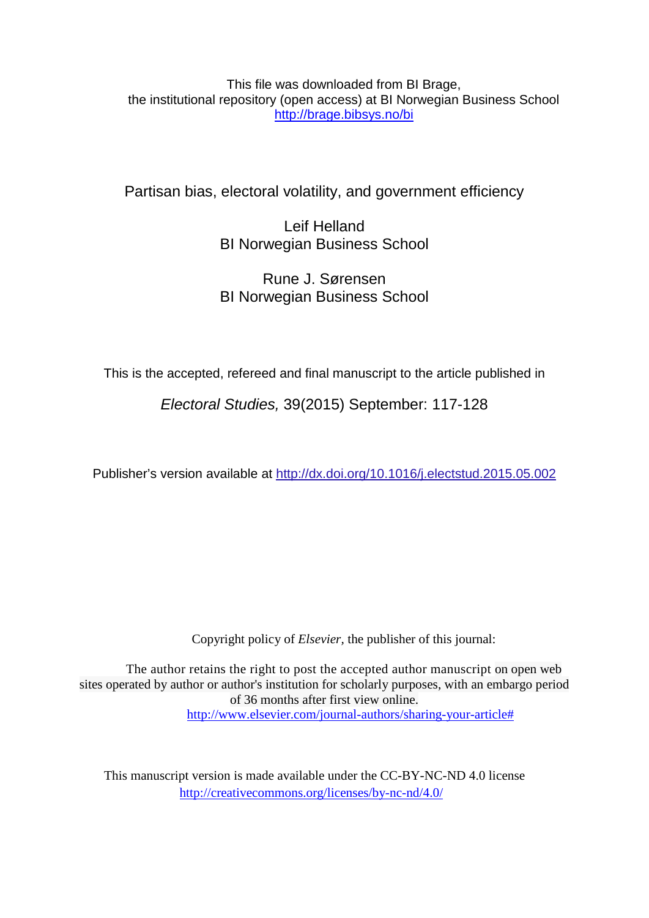This file was downloaded from BI Brage,
the institutional repository (open access) at BI Norwegian Business School
http://brage.bibsys.no/bi

# Partisan bias, electoral volatility, and government efficiency

Leif Helland
BI Norwegian Business School

Rune J. Sørensen
BI Norwegian Business School

This is the accepted, refereed and final manuscript to the article published in

*Electoral Studies,* 39(2015) September: 117-128

Publisher's version available at http://dx.doi.org/10.1016/j.electstud.2015.05.002

Copyright policy of *Elsevier*, the publisher of this journal:

The author retains the right to post the accepted author manuscript on open web sites operated by author or author's institution for scholarly purposes, with an embargo period of 36 months after first view online.
http://www.elsevier.com/journal-authors/sharing-your-article#

This manuscript version is made available under the CC-BY-NC-ND 4.0 license
http://creativecommons.org/licenses/by-nc-nd/4.0/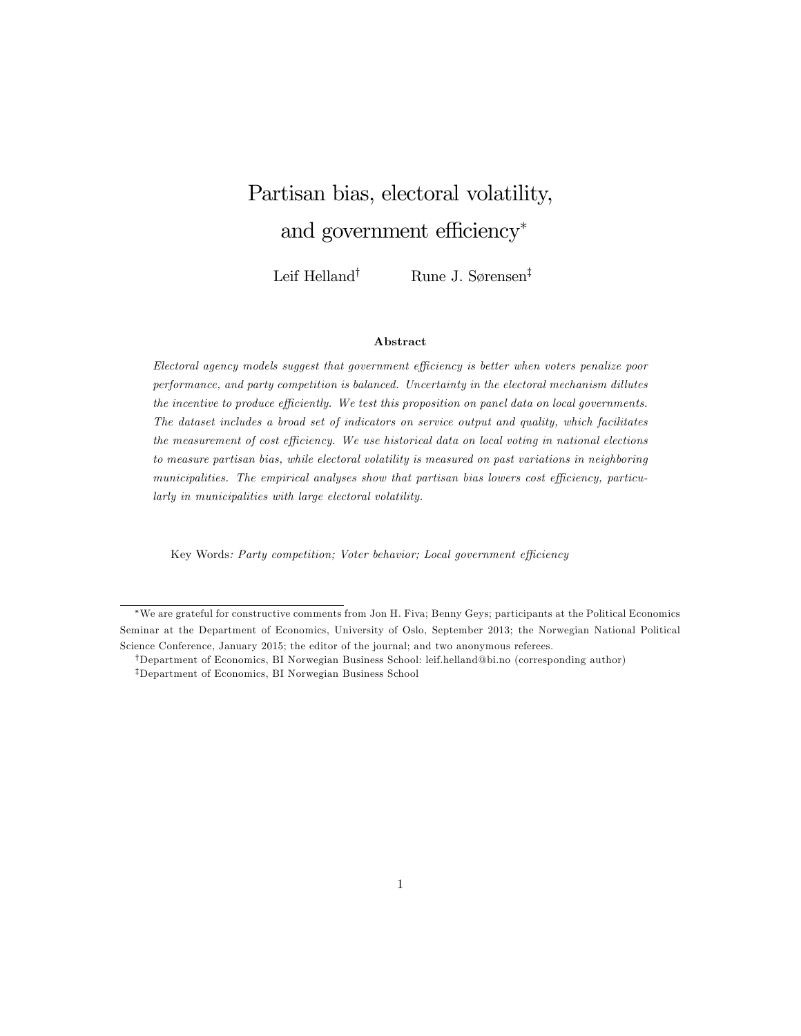# Partisan bias, electoral volatility, and government efficiency[*]

Leif Helland[†] Rune J. Sørensen[‡]

### Abstract

*Electoral agency models suggest that government efficiency is better when voters penalize poor performance, and party competition is balanced. Uncertainty in the electoral mechanism dillutes the incentive to produce efficiently. We test this proposition on panel data on local governments. The dataset includes a broad set of indicators on service output and quality, which facilitates the measurement of cost efficiency. We use historical data on local voting in national elections to measure partisan bias, while electoral volatility is measured on past variations in neighboring municipalities. The empirical analyses show that partisan bias lowers cost efficiency, particularly in municipalities with large electoral volatility.*

Key Words*: Party competition; Voter behavior; Local government efficiency*

---

[*]We are grateful for constructive comments from Jon H. Fiva; Benny Geys; participants at the Political Economics Seminar at the Department of Economics, University of Oslo, September 2013; the Norwegian National Political Science Conference, January 2015; the editor of the journal; and two anonymous referees.

[†]Department of Economics, BI Norwegian Business School: leif.helland@bi.no (corresponding author)

[‡]Department of Economics, BI Norwegian Business School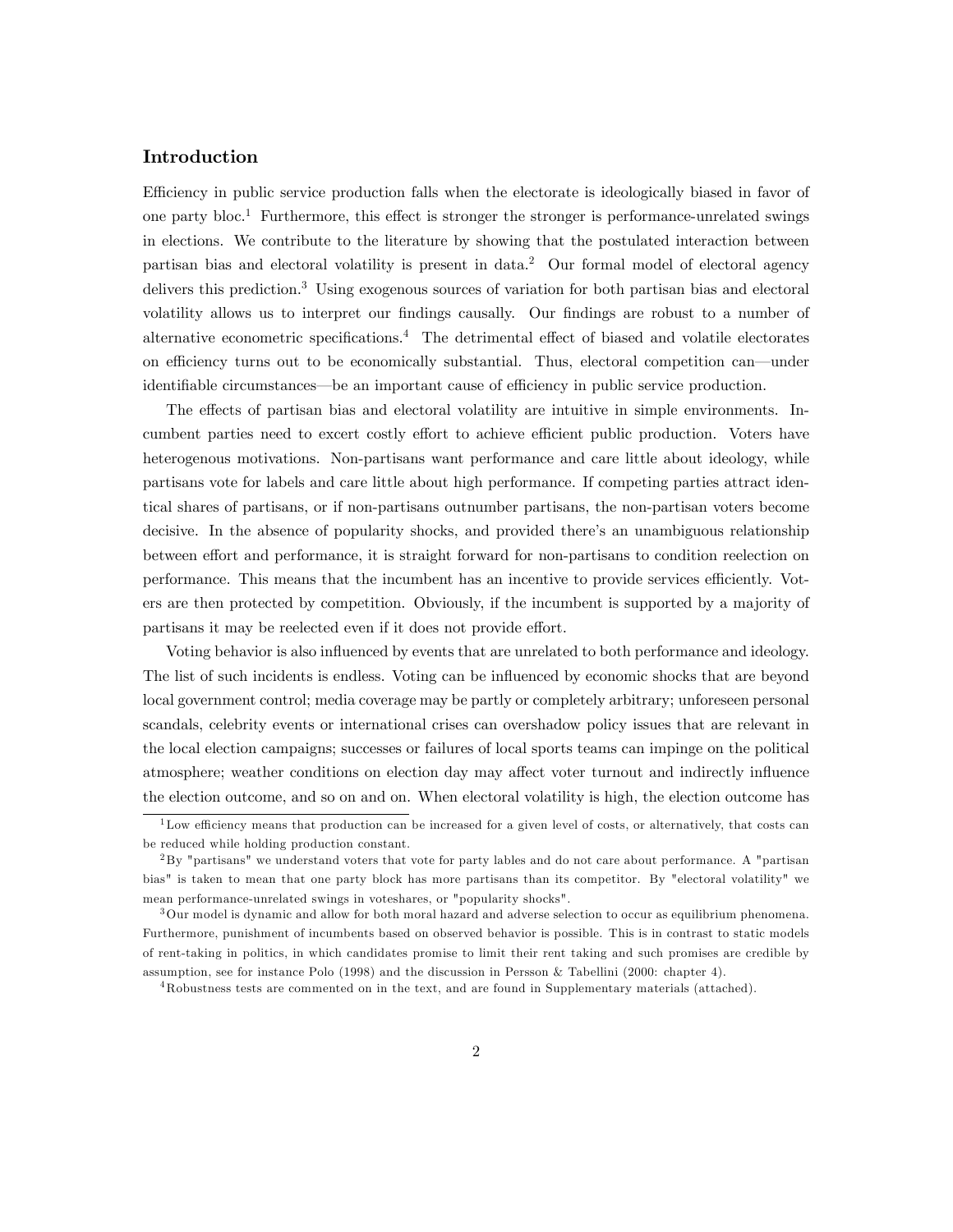## Introduction

Efficiency in public service production falls when the electorate is ideologically biased in favor of one party bloc.[1] Furthermore, this effect is stronger the stronger is performance-unrelated swings in elections. We contribute to the literature by showing that the postulated interaction between partisan bias and electoral volatility is present in data.[2] Our formal model of electoral agency delivers this prediction.[3] Using exogenous sources of variation for both partisan bias and electoral volatility allows us to interpret our findings causally. Our findings are robust to a number of alternative econometric specifications.[4] The detrimental effect of biased and volatile electorates on efficiency turns out to be economically substantial. Thus, electoral competition can—under identifiable circumstances—be an important cause of efficiency in public service production.

The effects of partisan bias and electoral volatility are intuitive in simple environments. Incumbent parties need to excert costly effort to achieve efficient public production. Voters have heterogenous motivations. Non-partisans want performance and care little about ideology, while partisans vote for labels and care little about high performance. If competing parties attract identical shares of partisans, or if non-partisans outnumber partisans, the non-partisan voters become decisive. In the absence of popularity shocks, and provided there's an unambiguous relationship between effort and performance, it is straight forward for non-partisans to condition reelection on performance. This means that the incumbent has an incentive to provide services efficiently. Voters are then protected by competition. Obviously, if the incumbent is supported by a majority of partisans it may be reelected even if it does not provide effort.

Voting behavior is also influenced by events that are unrelated to both performance and ideology. The list of such incidents is endless. Voting can be influenced by economic shocks that are beyond local government control; media coverage may be partly or completely arbitrary; unforeseen personal scandals, celebrity events or international crises can overshadow policy issues that are relevant in the local election campaigns; successes or failures of local sports teams can impinge on the political atmosphere; weather conditions on election day may affect voter turnout and indirectly influence the election outcome, and so on and on. When electoral volatility is high, the election outcome has

[1] Low efficiency means that production can be increased for a given level of costs, or alternatively, that costs can be reduced while holding production constant.

[2] By "partisans" we understand voters that vote for party lables and do not care about performance. A "partisan bias" is taken to mean that one party block has more partisans than its competitor. By "electoral volatility" we mean performance-unrelated swings in voteshares, or "popularity shocks".

[3] Our model is dynamic and allow for both moral hazard and adverse selection to occur as equilibrium phenomena. Furthermore, punishment of incumbents based on observed behavior is possible. This is in contrast to static models of rent-taking in politics, in which candidates promise to limit their rent taking and such promises are credible by assumption, see for instance Polo (1998) and the discussion in Persson & Tabellini (2000: chapter 4).

[4] Robustness tests are commented on in the text, and are found in Supplementary materials (attached).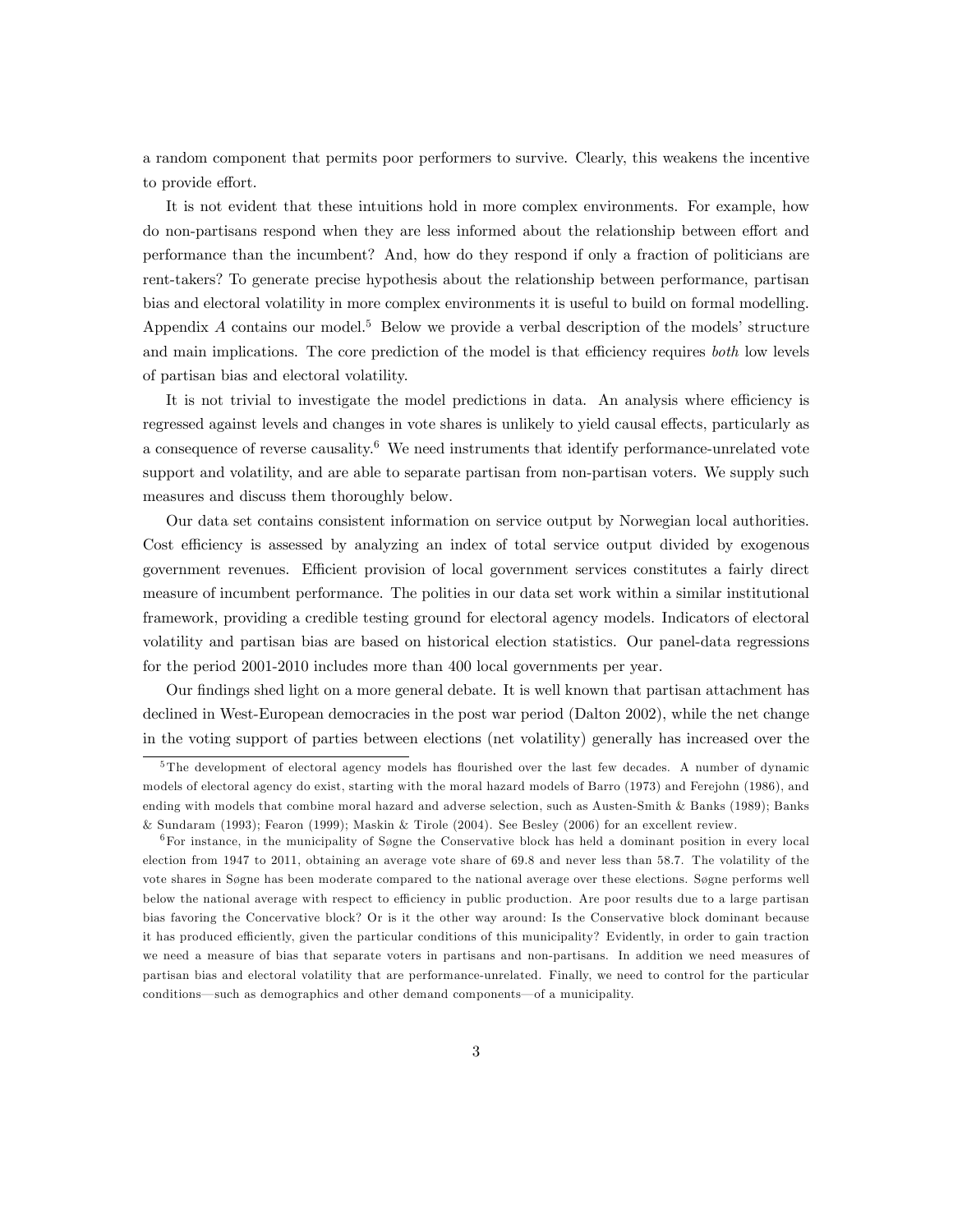a random component that permits poor performers to survive. Clearly, this weakens the incentive to provide effort.

It is not evident that these intuitions hold in more complex environments. For example, how do non-partisans respond when they are less informed about the relationship between effort and performance than the incumbent? And, how do they respond if only a fraction of politicians are rent-takers? To generate precise hypothesis about the relationship between performance, partisan bias and electoral volatility in more complex environments it is useful to build on formal modelling. Appendix *A* contains our model.[5] Below we provide a verbal description of the models' structure and main implications. The core prediction of the model is that efficiency requires *both* low levels of partisan bias and electoral volatility.

It is not trivial to investigate the model predictions in data. An analysis where efficiency is regressed against levels and changes in vote shares is unlikely to yield causal effects, particularly as a consequence of reverse causality.[6] We need instruments that identify performance-unrelated vote support and volatility, and are able to separate partisan from non-partisan voters. We supply such measures and discuss them thoroughly below.

Our data set contains consistent information on service output by Norwegian local authorities. Cost efficiency is assessed by analyzing an index of total service output divided by exogenous government revenues. Efficient provision of local government services constitutes a fairly direct measure of incumbent performance. The polities in our data set work within a similar institutional framework, providing a credible testing ground for electoral agency models. Indicators of electoral volatility and partisan bias are based on historical election statistics. Our panel-data regressions for the period 2001-2010 includes more than 400 local governments per year.

Our findings shed light on a more general debate. It is well known that partisan attachment has declined in West-European democracies in the post war period (Dalton 2002), while the net change in the voting support of parties between elections (net volatility) generally has increased over the

---

[5] The development of electoral agency models has flourished over the last few decades. A number of dynamic models of electoral agency do exist, starting with the moral hazard models of Barro (1973) and Ferejohn (1986), and ending with models that combine moral hazard and adverse selection, such as Austen-Smith & Banks (1989); Banks & Sundaram (1993); Fearon (1999); Maskin & Tirole (2004). See Besley (2006) for an excellent review.

[6] For instance, in the municipality of Søgne the Conservative block has held a dominant position in every local election from 1947 to 2011, obtaining an average vote share of 69.8 and never less than 58.7. The volatility of the vote shares in Søgne has been moderate compared to the national average over these elections. Søgne performs well below the national average with respect to efficiency in public production. Are poor results due to a large partisan bias favoring the Concervative block? Or is it the other way around: Is the Conservative block dominant because it has produced efficiently, given the particular conditions of this municipality? Evidently, in order to gain traction we need a measure of bias that separate voters in partisans and non-partisans. In addition we need measures of partisan bias and electoral volatility that are performance-unrelated. Finally, we need to control for the particular conditions—such as demographics and other demand components—of a municipality.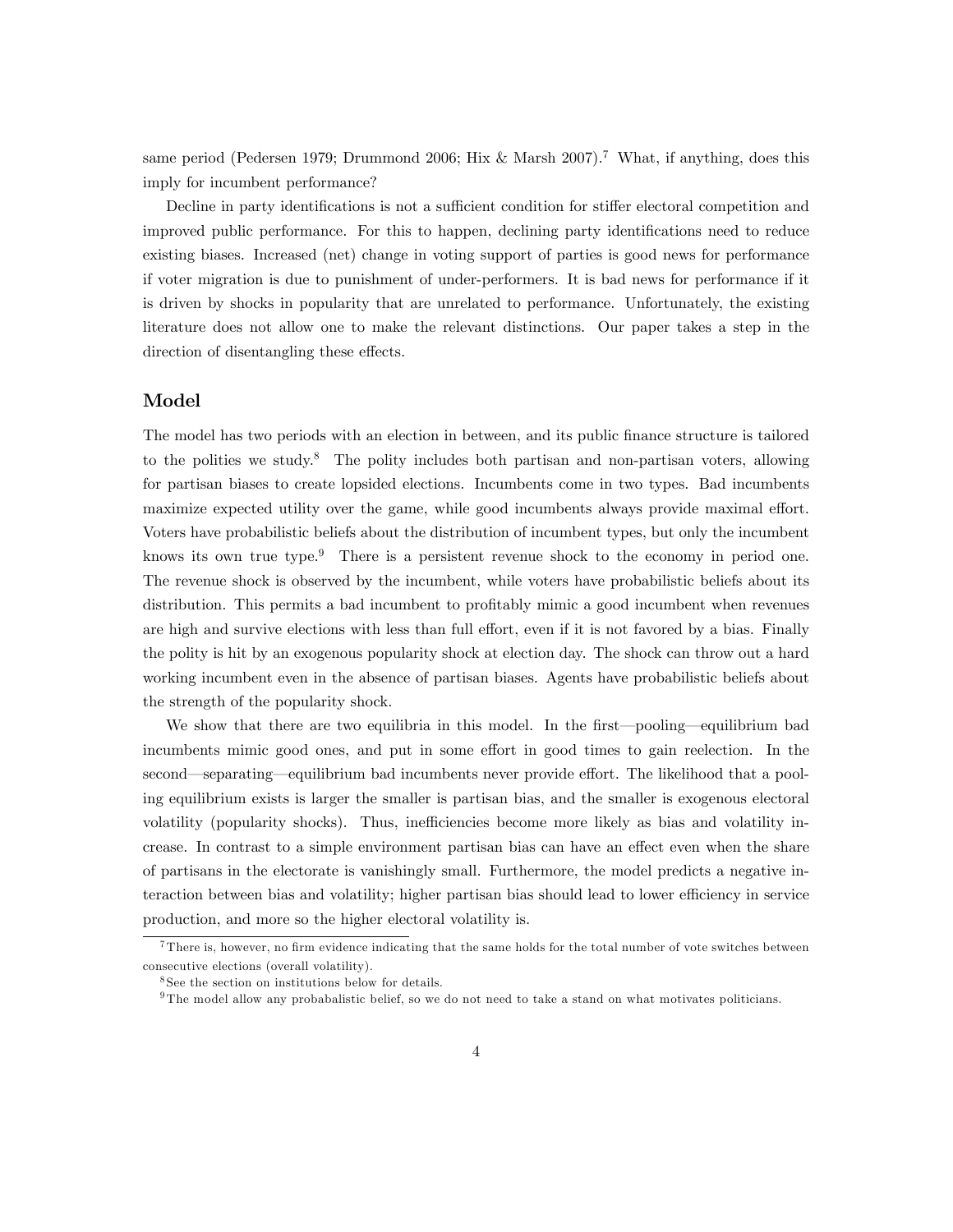same period (Pedersen 1979; Drummond 2006; Hix & Marsh 2007).[7] What, if anything, does this imply for incumbent performance?

Decline in party identifications is not a sufficient condition for stiffer electoral competition and improved public performance. For this to happen, declining party identifications need to reduce existing biases. Increased (net) change in voting support of parties is good news for performance if voter migration is due to punishment of under-performers. It is bad news for performance if it is driven by shocks in popularity that are unrelated to performance. Unfortunately, the existing literature does not allow one to make the relevant distinctions. Our paper takes a step in the direction of disentangling these effects.

## Model

The model has two periods with an election in between, and its public finance structure is tailored to the polities we study.[8] The polity includes both partisan and non-partisan voters, allowing for partisan biases to create lopsided elections. Incumbents come in two types. Bad incumbents maximize expected utility over the game, while good incumbents always provide maximal effort. Voters have probabilistic beliefs about the distribution of incumbent types, but only the incumbent knows its own true type.[9] There is a persistent revenue shock to the economy in period one. The revenue shock is observed by the incumbent, while voters have probabilistic beliefs about its distribution. This permits a bad incumbent to profitably mimic a good incumbent when revenues are high and survive elections with less than full effort, even if it is not favored by a bias. Finally the polity is hit by an exogenous popularity shock at election day. The shock can throw out a hard working incumbent even in the absence of partisan biases. Agents have probabilistic beliefs about the strength of the popularity shock.

We show that there are two equilibria in this model. In the first—pooling—equilibrium bad incumbents mimic good ones, and put in some effort in good times to gain reelection. In the second—separating—equilibrium bad incumbents never provide effort. The likelihood that a pooling equilibrium exists is larger the smaller is partisan bias, and the smaller is exogenous electoral volatility (popularity shocks). Thus, inefficiencies become more likely as bias and volatility increase. In contrast to a simple environment partisan bias can have an effect even when the share of partisans in the electorate is vanishingly small. Furthermore, the model predicts a negative interaction between bias and volatility; higher partisan bias should lead to lower efficiency in service production, and more so the higher electoral volatility is.

[7] There is, however, no firm evidence indicating that the same holds for the total number of vote switches between consecutive elections (overall volatility).

[8] See the section on institutions below for details.

[9] The model allow any probabalistic belief, so we do not need to take a stand on what motivates politicians.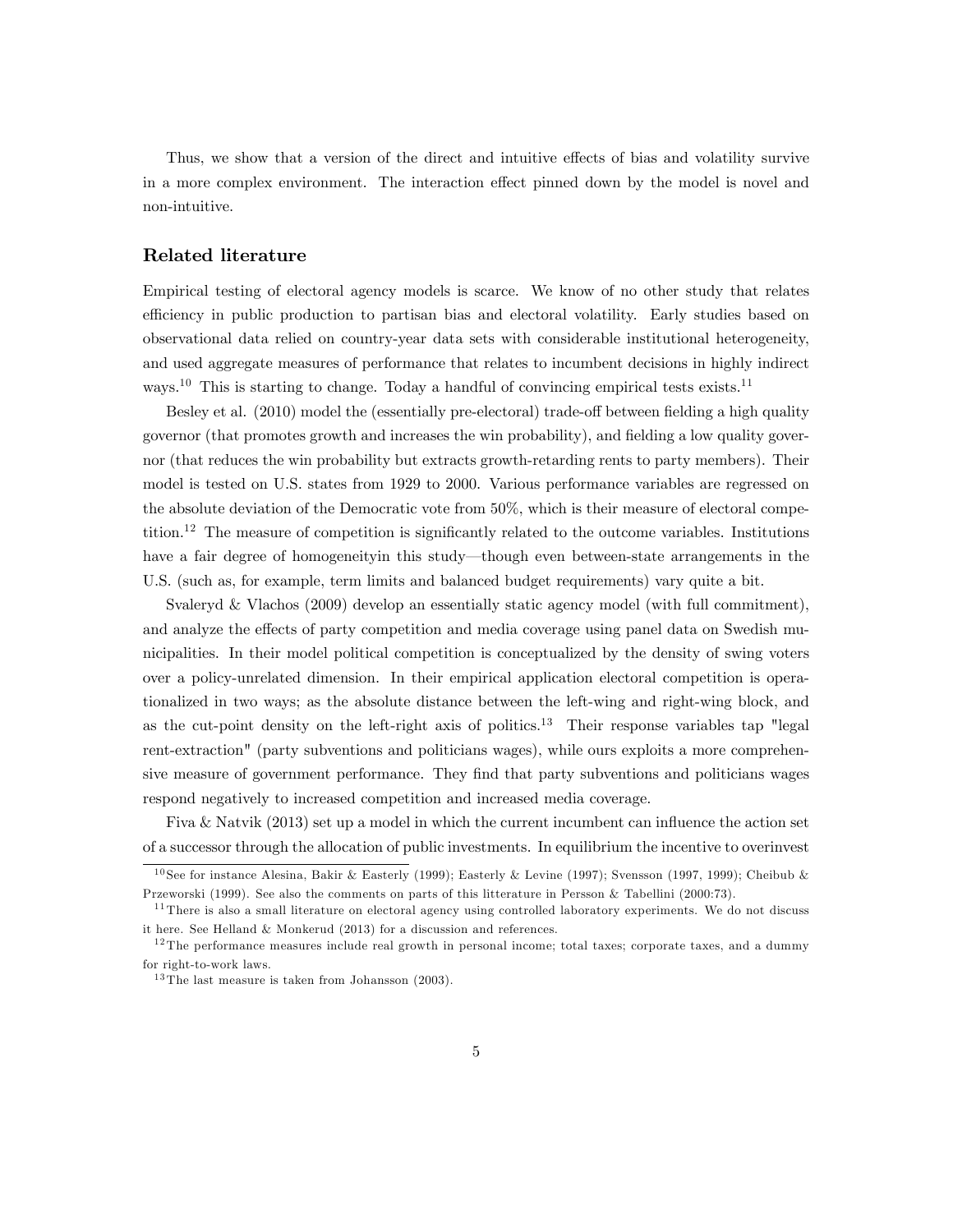Thus, we show that a version of the direct and intuitive effects of bias and volatility survive in a more complex environment. The interaction effect pinned down by the model is novel and non-intuitive.

### Related literature

Empirical testing of electoral agency models is scarce. We know of no other study that relates efficiency in public production to partisan bias and electoral volatility. Early studies based on observational data relied on country-year data sets with considerable institutional heterogeneity, and used aggregate measures of performance that relates to incumbent decisions in highly indirect ways.[10] This is starting to change. Today a handful of convincing empirical tests exists.[11]

Besley et al. (2010) model the (essentially pre-electoral) trade-off between fielding a high quality governor (that promotes growth and increases the win probability), and fielding a low quality governor (that reduces the win probability but extracts growth-retarding rents to party members). Their model is tested on U.S. states from 1929 to 2000. Various performance variables are regressed on the absolute deviation of the Democratic vote from 50%, which is their measure of electoral competition.[12] The measure of competition is significantly related to the outcome variables. Institutions have a fair degree of homogeneityin this study—though even between-state arrangements in the U.S. (such as, for example, term limits and balanced budget requirements) vary quite a bit.

Svaleryd & Vlachos (2009) develop an essentially static agency model (with full commitment), and analyze the effects of party competition and media coverage using panel data on Swedish municipalities. In their model political competition is conceptualized by the density of swing voters over a policy-unrelated dimension. In their empirical application electoral competition is operationalized in two ways; as the absolute distance between the left-wing and right-wing block, and as the cut-point density on the left-right axis of politics.[13] Their response variables tap "legal rent-extraction" (party subventions and politicians wages), while ours exploits a more comprehensive measure of government performance. They find that party subventions and politicians wages respond negatively to increased competition and increased media coverage.

Fiva & Natvik (2013) set up a model in which the current incumbent can influence the action set of a successor through the allocation of public investments. In equilibrium the incentive to overinvest

[10] See for instance Alesina, Bakir & Easterly (1999); Easterly & Levine (1997); Svensson (1997, 1999); Cheibub & Przeworski (1999). See also the comments on parts of this litterature in Persson & Tabellini (2000:73).

[11] There is also a small literature on electoral agency using controlled laboratory experiments. We do not discuss it here. See Helland & Monkerud (2013) for a discussion and references.

[12] The performance measures include real growth in personal income; total taxes; corporate taxes, and a dummy for right-to-work laws.

[13] The last measure is taken from Johansson (2003).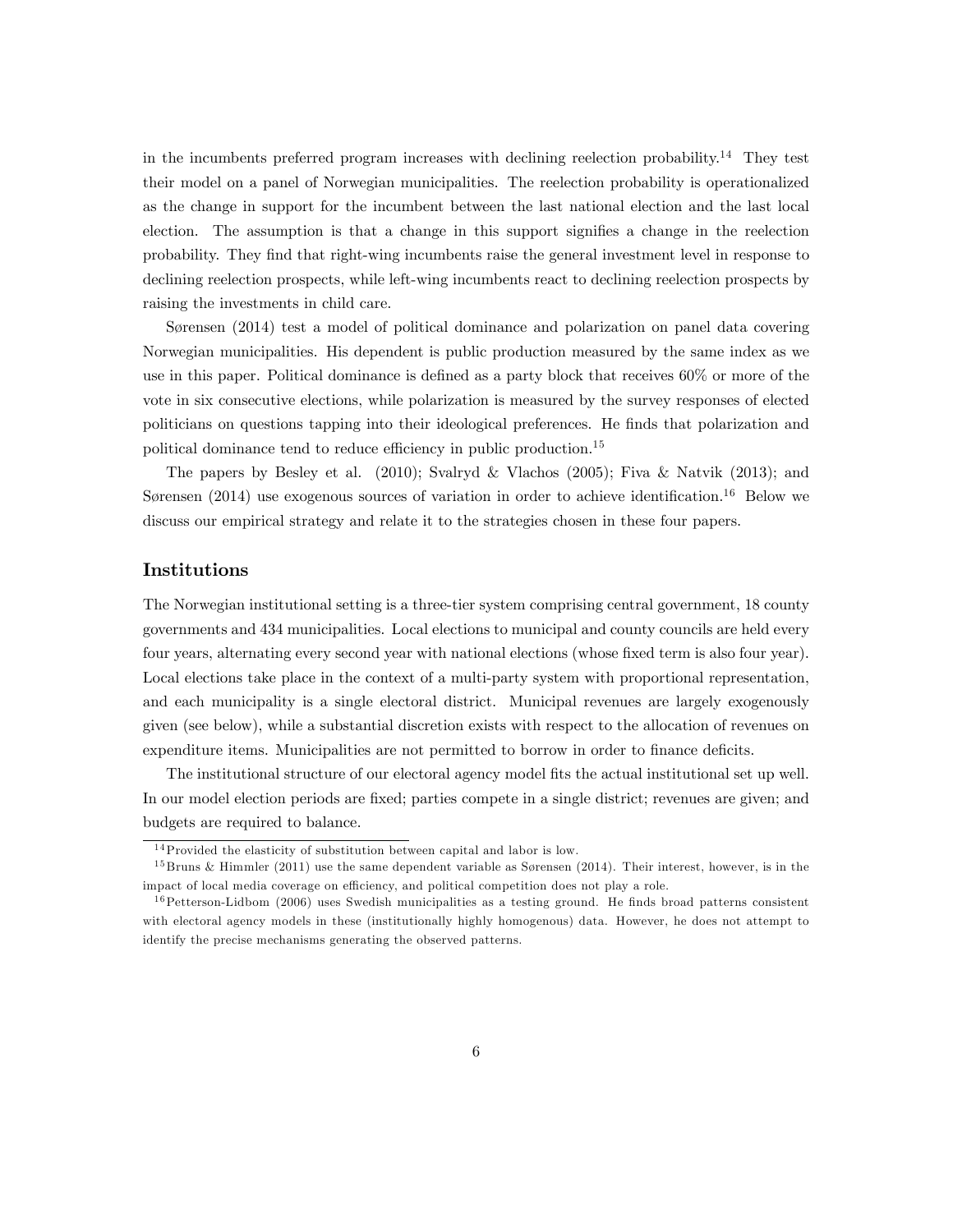in the incumbents preferred program increases with declining reelection probability.[14] They test their model on a panel of Norwegian municipalities. The reelection probability is operationalized as the change in support for the incumbent between the last national election and the last local election. The assumption is that a change in this support signifies a change in the reelection probability. They find that right-wing incumbents raise the general investment level in response to declining reelection prospects, while left-wing incumbents react to declining reelection prospects by raising the investments in child care.

Sørensen (2014) test a model of political dominance and polarization on panel data covering Norwegian municipalities. His dependent is public production measured by the same index as we use in this paper. Political dominance is defined as a party block that receives 60% or more of the vote in six consecutive elections, while polarization is measured by the survey responses of elected politicians on questions tapping into their ideological preferences. He finds that polarization and political dominance tend to reduce efficiency in public production.[15]

The papers by Besley et al. (2010); Svalryd & Vlachos (2005); Fiva & Natvik (2013); and Sørensen (2014) use exogenous sources of variation in order to achieve identification.[16] Below we discuss our empirical strategy and relate it to the strategies chosen in these four papers.

## Institutions

The Norwegian institutional setting is a three-tier system comprising central government, 18 county governments and 434 municipalities. Local elections to municipal and county councils are held every four years, alternating every second year with national elections (whose fixed term is also four year). Local elections take place in the context of a multi-party system with proportional representation, and each municipality is a single electoral district. Municipal revenues are largely exogenously given (see below), while a substantial discretion exists with respect to the allocation of revenues on expenditure items. Municipalities are not permitted to borrow in order to finance deficits.

The institutional structure of our electoral agency model fits the actual institutional set up well. In our model election periods are fixed; parties compete in a single district; revenues are given; and budgets are required to balance.

---

[14] Provided the elasticity of substitution between capital and labor is low.

[15] Bruns & Himmler (2011) use the same dependent variable as Sørensen (2014). Their interest, however, is in the impact of local media coverage on efficiency, and political competition does not play a role.

[16] Petterson-Lidbom (2006) uses Swedish municipalities as a testing ground. He finds broad patterns consistent with electoral agency models in these (institutionally highly homogenous) data. However, he does not attempt to identify the precise mechanisms generating the observed patterns.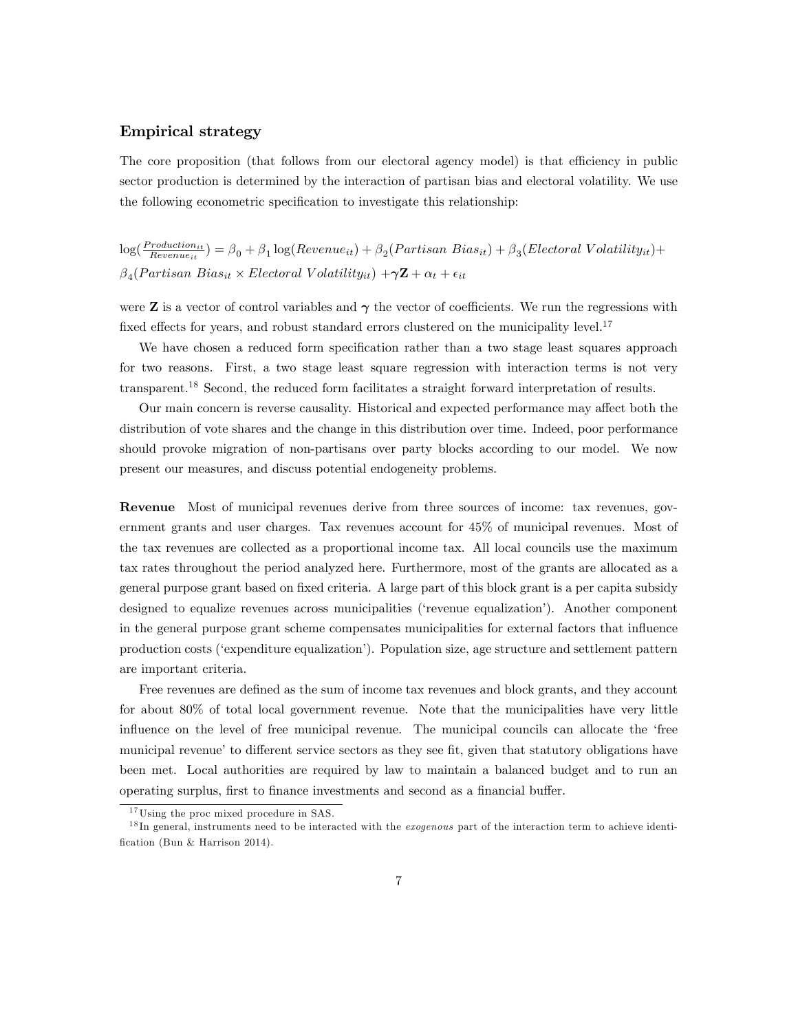### Empirical strategy

The core proposition (that follows from our electoral agency model) is that efficiency in public sector production is determined by the interaction of partisan bias and electoral volatility. We use the following econometric specification to investigate this relationship:

$$\log(\frac{Production_{it}}{Revenue_{it}}) = \beta_0 + \beta_1 \log(Revenue_{it}) + \beta_2(Partisan\ Bias_{it}) + \beta_3(Electoral\ Volatility_{it}) + \beta_4(Partisan\ Bias_{it} \times Electoral\ Volatility_{it}) + \boldsymbol{\gamma}\mathbf{Z} + \alpha_t + \epsilon_{it}$$

were $\mathbf{Z}$ is a vector of control variables and $\boldsymbol{\gamma}$ the vector of coefficients. We run the regressions with fixed effects for years, and robust standard errors clustered on the municipality level.[17]

We have chosen a reduced form specification rather than a two stage least squares approach for two reasons. First, a two stage least square regression with interaction terms is not very transparent.[18] Second, the reduced form facilitates a straight forward interpretation of results.

Our main concern is reverse causality. Historical and expected performance may affect both the distribution of vote shares and the change in this distribution over time. Indeed, poor performance should provoke migration of non-partisans over party blocks according to our model. We now present our measures, and discuss potential endogeneity problems.

**Revenue** Most of municipal revenues derive from three sources of income: tax revenues, government grants and user charges. Tax revenues account for 45% of municipal revenues. Most of the tax revenues are collected as a proportional income tax. All local councils use the maximum tax rates throughout the period analyzed here. Furthermore, most of the grants are allocated as a general purpose grant based on fixed criteria. A large part of this block grant is a per capita subsidy designed to equalize revenues across municipalities ('revenue equalization'). Another component in the general purpose grant scheme compensates municipalities for external factors that influence production costs ('expenditure equalization'). Population size, age structure and settlement pattern are important criteria.

Free revenues are defined as the sum of income tax revenues and block grants, and they account for about 80% of total local government revenue. Note that the municipalities have very little influence on the level of free municipal revenue. The municipal councils can allocate the 'free municipal revenue' to different service sectors as they see fit, given that statutory obligations have been met. Local authorities are required by law to maintain a balanced budget and to run an operating surplus, first to finance investments and second as a financial buffer.

[17] Using the proc mixed procedure in SAS.

[18] In general, instruments need to be interacted with the *exogenous* part of the interaction term to achieve identification (Bun & Harrison 2014).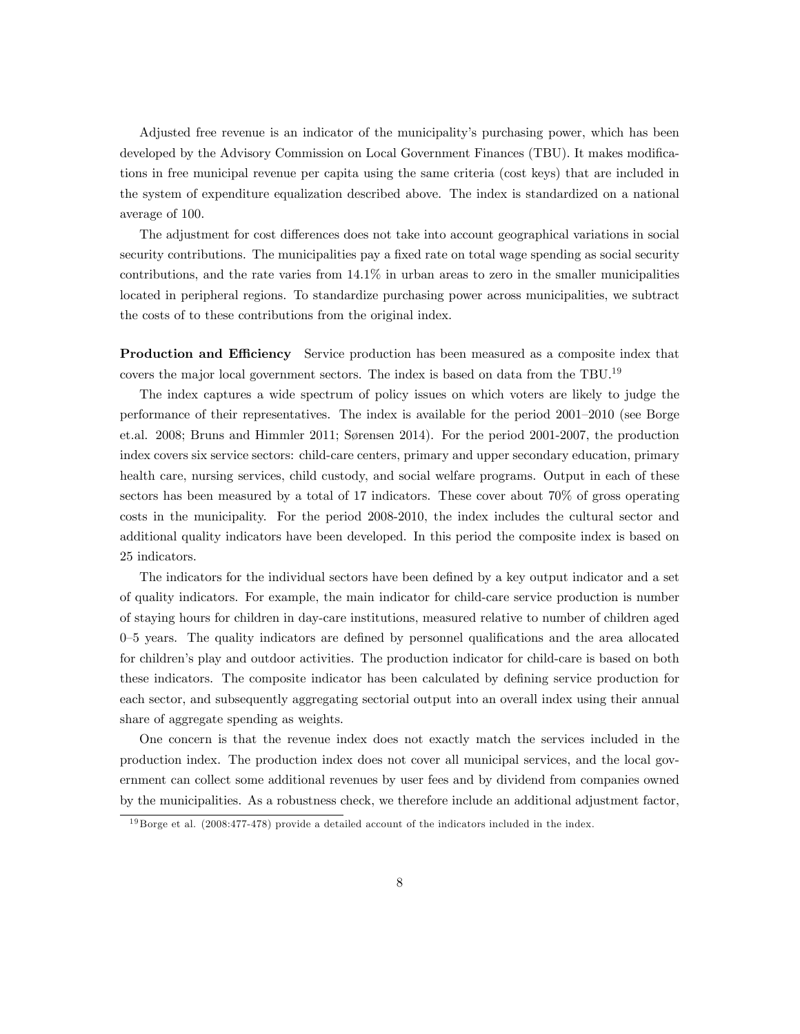Adjusted free revenue is an indicator of the municipality's purchasing power, which has been developed by the Advisory Commission on Local Government Finances (TBU). It makes modifications in free municipal revenue per capita using the same criteria (cost keys) that are included in the system of expenditure equalization described above. The index is standardized on a national average of 100.

The adjustment for cost differences does not take into account geographical variations in social security contributions. The municipalities pay a fixed rate on total wage spending as social security contributions, and the rate varies from 14.1% in urban areas to zero in the smaller municipalities located in peripheral regions. To standardize purchasing power across municipalities, we subtract the costs of to these contributions from the original index.

**Production and Efficiency** Service production has been measured as a composite index that covers the major local government sectors. The index is based on data from the TBU.[19]

The index captures a wide spectrum of policy issues on which voters are likely to judge the performance of their representatives. The index is available for the period 2001–2010 (see Borge et.al. 2008; Bruns and Himmler 2011; Sørensen 2014). For the period 2001-2007, the production index covers six service sectors: child-care centers, primary and upper secondary education, primary health care, nursing services, child custody, and social welfare programs. Output in each of these sectors has been measured by a total of 17 indicators. These cover about 70% of gross operating costs in the municipality. For the period 2008-2010, the index includes the cultural sector and additional quality indicators have been developed. In this period the composite index is based on 25 indicators.

The indicators for the individual sectors have been defined by a key output indicator and a set of quality indicators. For example, the main indicator for child-care service production is number of staying hours for children in day-care institutions, measured relative to number of children aged 0–5 years. The quality indicators are defined by personnel qualifications and the area allocated for children's play and outdoor activities. The production indicator for child-care is based on both these indicators. The composite indicator has been calculated by defining service production for each sector, and subsequently aggregating sectorial output into an overall index using their annual share of aggregate spending as weights.

One concern is that the revenue index does not exactly match the services included in the production index. The production index does not cover all municipal services, and the local government can collect some additional revenues by user fees and by dividend from companies owned by the municipalities. As a robustness check, we therefore include an additional adjustment factor,

[19] Borge et al. (2008:477-478) provide a detailed account of the indicators included in the index.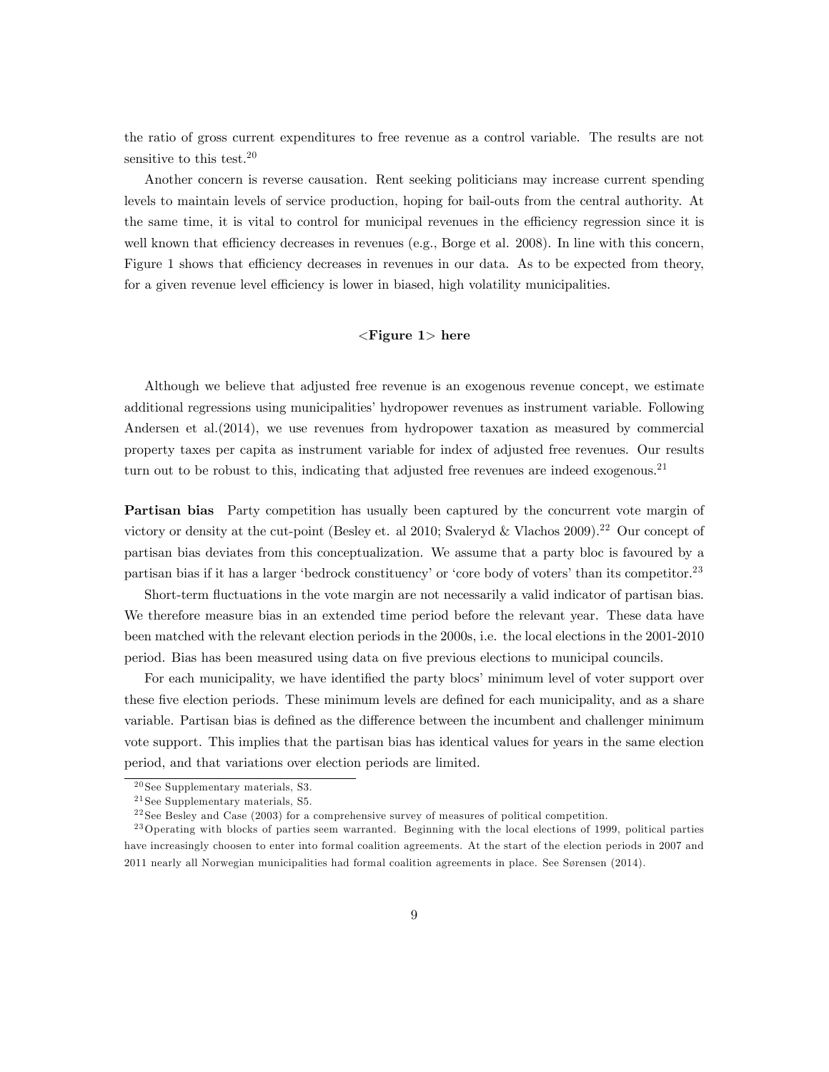the ratio of gross current expenditures to free revenue as a control variable. The results are not sensitive to this test.[20]

Another concern is reverse causation. Rent seeking politicians may increase current spending levels to maintain levels of service production, hoping for bail-outs from the central authority. At the same time, it is vital to control for municipal revenues in the efficiency regression since it is well known that efficiency decreases in revenues (e.g., Borge et al. 2008). In line with this concern, Figure 1 shows that efficiency decreases in revenues in our data. As to be expected from theory, for a given revenue level efficiency is lower in biased, high volatility municipalities.

**<Figure 1> here**

Although we believe that adjusted free revenue is an exogenous revenue concept, we estimate additional regressions using municipalities' hydropower revenues as instrument variable. Following Andersen et al.(2014), we use revenues from hydropower taxation as measured by commercial property taxes per capita as instrument variable for index of adjusted free revenues. Our results turn out to be robust to this, indicating that adjusted free revenues are indeed exogenous.[21]

**Partisan bias** Party competition has usually been captured by the concurrent vote margin of victory or density at the cut-point (Besley et. al 2010; Svaleryd & Vlachos 2009).[22] Our concept of partisan bias deviates from this conceptualization. We assume that a party bloc is favoured by a partisan bias if it has a larger 'bedrock constituency' or 'core body of voters' than its competitor.[23]

Short-term fluctuations in the vote margin are not necessarily a valid indicator of partisan bias. We therefore measure bias in an extended time period before the relevant year. These data have been matched with the relevant election periods in the 2000s, i.e. the local elections in the 2001-2010 period. Bias has been measured using data on five previous elections to municipal councils.

For each municipality, we have identified the party blocs' minimum level of voter support over these five election periods. These minimum levels are defined for each municipality, and as a share variable. Partisan bias is defined as the difference between the incumbent and challenger minimum vote support. This implies that the partisan bias has identical values for years in the same election period, and that variations over election periods are limited.

[20] See Supplementary materials, S3.

[21] See Supplementary materials, S5.

[22] See Besley and Case (2003) for a comprehensive survey of measures of political competition.

[23] Operating with blocks of parties seem warranted. Beginning with the local elections of 1999, political parties have increasingly choosen to enter into formal coalition agreements. At the start of the election periods in 2007 and 2011 nearly all Norwegian municipalities had formal coalition agreements in place. See Sørensen (2014).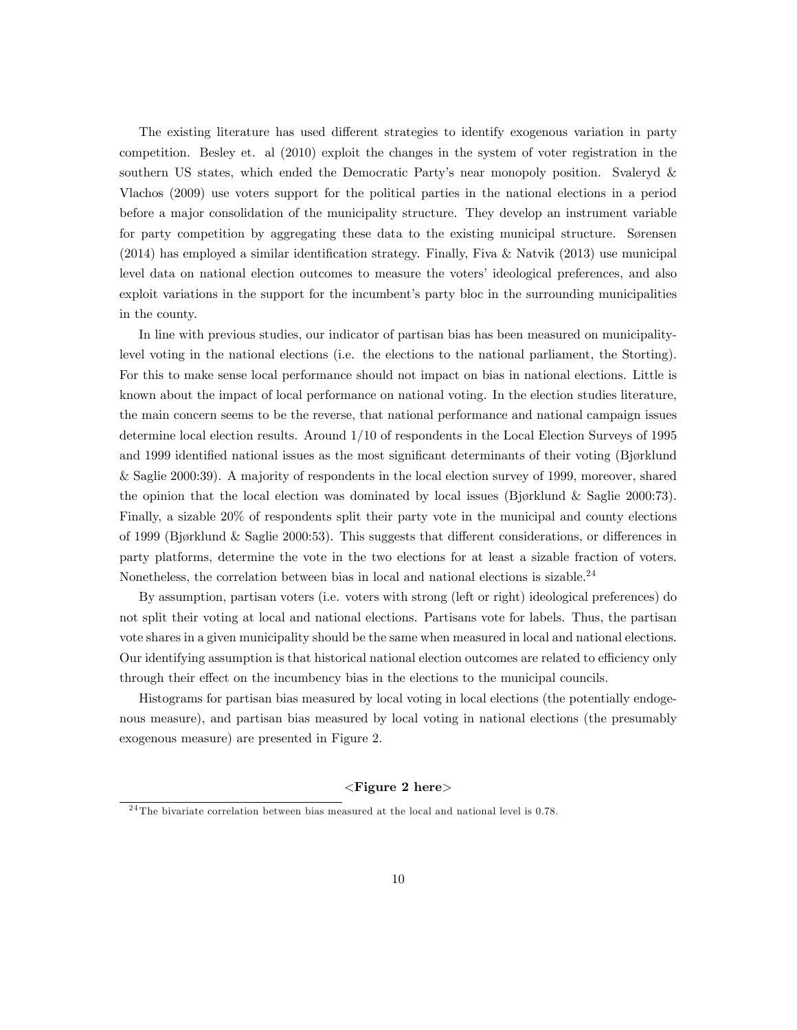The existing literature has used different strategies to identify exogenous variation in party competition. Besley et. al (2010) exploit the changes in the system of voter registration in the southern US states, which ended the Democratic Party's near monopoly position. Svaleryd & Vlachos (2009) use voters support for the political parties in the national elections in a period before a major consolidation of the municipality structure. They develop an instrument variable for party competition by aggregating these data to the existing municipal structure. Sørensen (2014) has employed a similar identification strategy. Finally, Fiva & Natvik (2013) use municipal level data on national election outcomes to measure the voters' ideological preferences, and also exploit variations in the support for the incumbent's party bloc in the surrounding municipalities in the county.

In line with previous studies, our indicator of partisan bias has been measured on municipality-level voting in the national elections (i.e. the elections to the national parliament, the Storting). For this to make sense local performance should not impact on bias in national elections. Little is known about the impact of local performance on national voting. In the election studies literature, the main concern seems to be the reverse, that national performance and national campaign issues determine local election results. Around 1/10 of respondents in the Local Election Surveys of 1995 and 1999 identified national issues as the most significant determinants of their voting (Bjørklund & Saglie 2000:39). A majority of respondents in the local election survey of 1999, moreover, shared the opinion that the local election was dominated by local issues (Bjørklund & Saglie 2000:73). Finally, a sizable 20% of respondents split their party vote in the municipal and county elections of 1999 (Bjørklund & Saglie 2000:53). This suggests that different considerations, or differences in party platforms, determine the vote in the two elections for at least a sizable fraction of voters. Nonetheless, the correlation between bias in local and national elections is sizable.[24]

By assumption, partisan voters (i.e. voters with strong (left or right) ideological preferences) do not split their voting at local and national elections. Partisans vote for labels. Thus, the partisan vote shares in a given municipality should be the same when measured in local and national elections. Our identifying assumption is that historical national election outcomes are related to efficiency only through their effect on the incumbency bias in the elections to the municipal councils.

Histograms for partisan bias measured by local voting in local elections (the potentially endogenous measure), and partisan bias measured by local voting in national elections (the presumably exogenous measure) are presented in Figure 2.

**<Figure 2 here>**

[24] The bivariate correlation between bias measured at the local and national level is 0.78.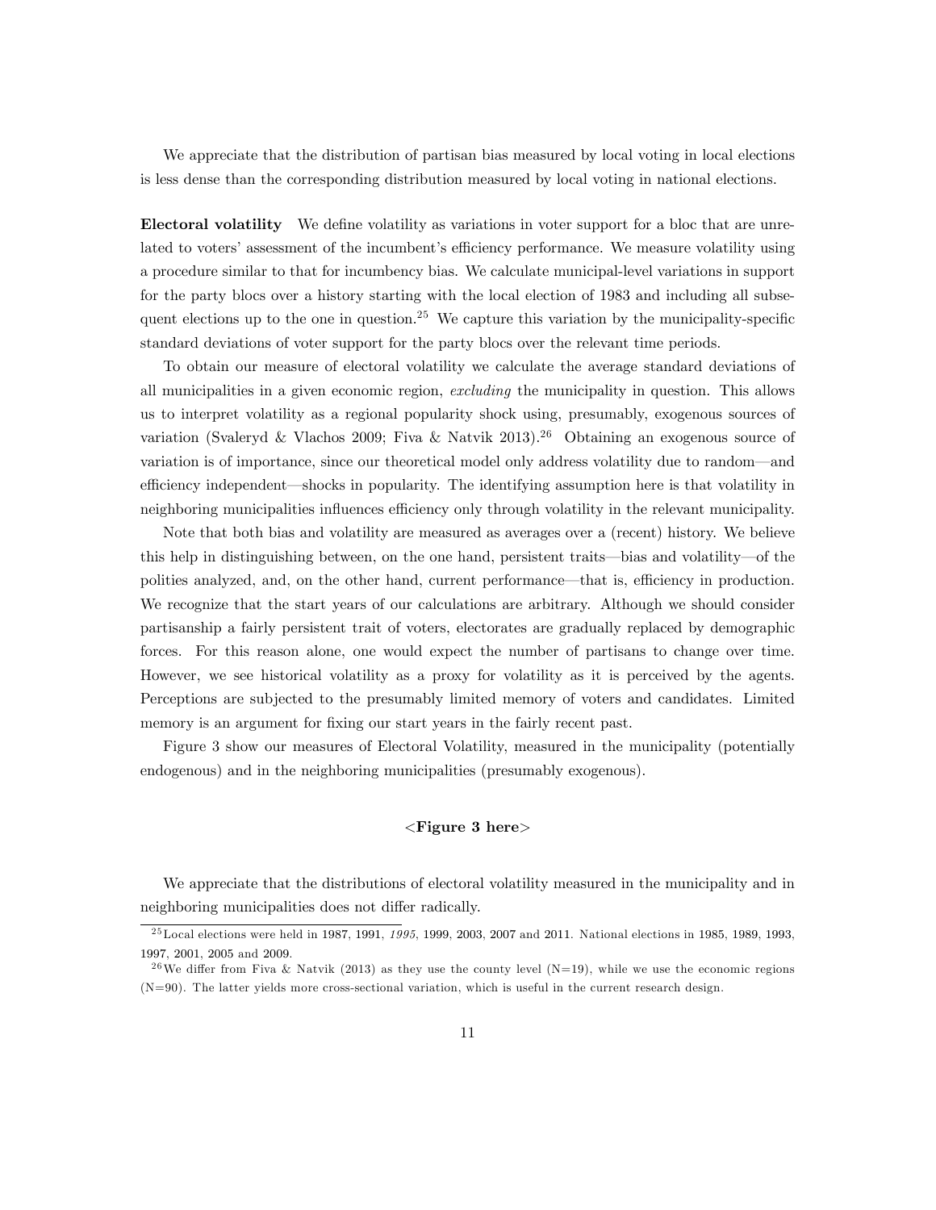We appreciate that the distribution of partisan bias measured by local voting in local elections is less dense than the corresponding distribution measured by local voting in national elections.

**Electoral volatility** We define volatility as variations in voter support for a bloc that are unrelated to voters' assessment of the incumbent's efficiency performance. We measure volatility using a procedure similar to that for incumbency bias. We calculate municipal-level variations in support for the party blocs over a history starting with the local election of 1983 and including all subsequent elections up to the one in question.[25] We capture this variation by the municipality-specific standard deviations of voter support for the party blocs over the relevant time periods.

To obtain our measure of electoral volatility we calculate the average standard deviations of all municipalities in a given economic region, *excluding* the municipality in question. This allows us to interpret volatility as a regional popularity shock using, presumably, exogenous sources of variation (Svaleryd & Vlachos 2009; Fiva & Natvik 2013).[26] Obtaining an exogenous source of variation is of importance, since our theoretical model only address volatility due to random—and efficiency independent—shocks in popularity. The identifying assumption here is that volatility in neighboring municipalities influences efficiency only through volatility in the relevant municipality.

Note that both bias and volatility are measured as averages over a (recent) history. We believe this help in distinguishing between, on the one hand, persistent traits—bias and volatility—of the polities analyzed, and, on the other hand, current performance—that is, efficiency in production. We recognize that the start years of our calculations are arbitrary. Although we should consider partisanship a fairly persistent trait of voters, electorates are gradually replaced by demographic forces. For this reason alone, one would expect the number of partisans to change over time. However, we see historical volatility as a proxy for volatility as it is perceived by the agents. Perceptions are subjected to the presumably limited memory of voters and candidates. Limited memory is an argument for fixing our start years in the fairly recent past.

Figure 3 show our measures of Electoral Volatility, measured in the municipality (potentially endogenous) and in the neighboring municipalities (presumably exogenous).

**<Figure 3 here>**

We appreciate that the distributions of electoral volatility measured in the municipality and in neighboring municipalities does not differ radically.

[25] Local elections were held in 1987, 1991, *1995*, 1999, 2003, 2007 and 2011. National elections in 1985, 1989, 1993, 1997, 2001, 2005 and 2009.

[26] We differ from Fiva & Natvik (2013) as they use the county level (N=19), while we use the economic regions (N=90). The latter yields more cross-sectional variation, which is useful in the current research design.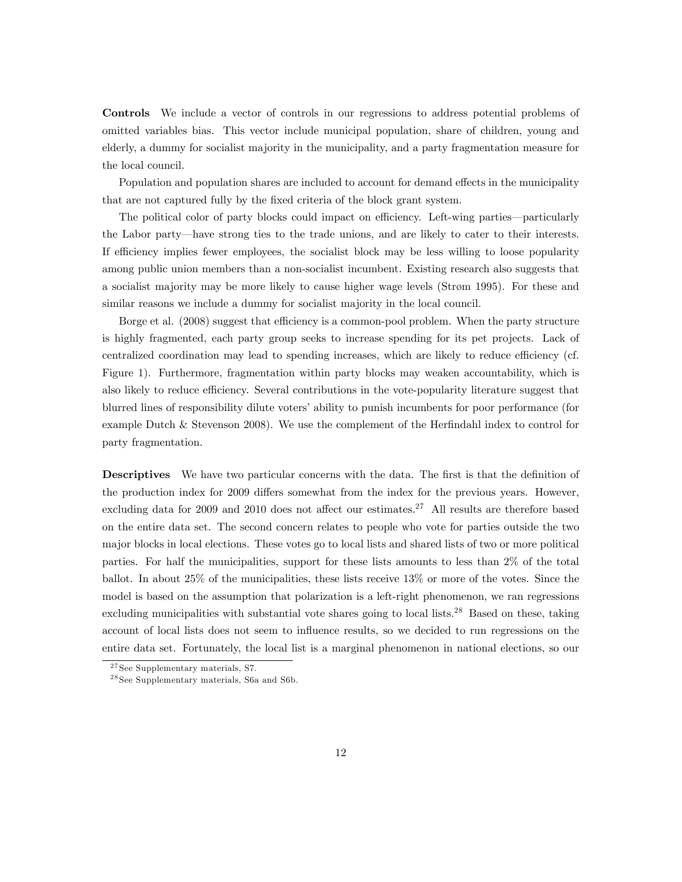**Controls** We include a vector of controls in our regressions to address potential problems of omitted variables bias. This vector include municipal population, share of children, young and elderly, a dummy for socialist majority in the municipality, and a party fragmentation measure for the local council.

Population and population shares are included to account for demand effects in the municipality that are not captured fully by the fixed criteria of the block grant system.

The political color of party blocks could impact on efficiency. Left-wing parties—particularly the Labor party—have strong ties to the trade unions, and are likely to cater to their interests. If efficiency implies fewer employees, the socialist block may be less willing to loose popularity among public union members than a non-socialist incumbent. Existing research also suggests that a socialist majority may be more likely to cause higher wage levels (Strøm 1995). For these and similar reasons we include a dummy for socialist majority in the local council.

Borge et al. (2008) suggest that efficiency is a common-pool problem. When the party structure is highly fragmented, each party group seeks to increase spending for its pet projects. Lack of centralized coordination may lead to spending increases, which are likely to reduce efficiency (cf. Figure 1). Furthermore, fragmentation within party blocks may weaken accountability, which is also likely to reduce efficiency. Several contributions in the vote-popularity literature suggest that blurred lines of responsibility dilute voters' ability to punish incumbents for poor performance (for example Dutch & Stevenson 2008). We use the complement of the Herfindahl index to control for party fragmentation.

**Descriptives** We have two particular concerns with the data. The first is that the definition of the production index for 2009 differs somewhat from the index for the previous years. However, excluding data for 2009 and 2010 does not affect our estimates.[27] All results are therefore based on the entire data set. The second concern relates to people who vote for parties outside the two major blocks in local elections. These votes go to local lists and shared lists of two or more political parties. For half the municipalities, support for these lists amounts to less than 2% of the total ballot. In about 25% of the municipalities, these lists receive 13% or more of the votes. Since the model is based on the assumption that polarization is a left-right phenomenon, we ran regressions excluding municipalities with substantial vote shares going to local lists.[28] Based on these, taking account of local lists does not seem to influence results, so we decided to run regressions on the entire data set. Fortunately, the local list is a marginal phenomenon in national elections, so our

[27] See Supplementary materials, S7.

[28] See Supplementary materials, S6a and S6b.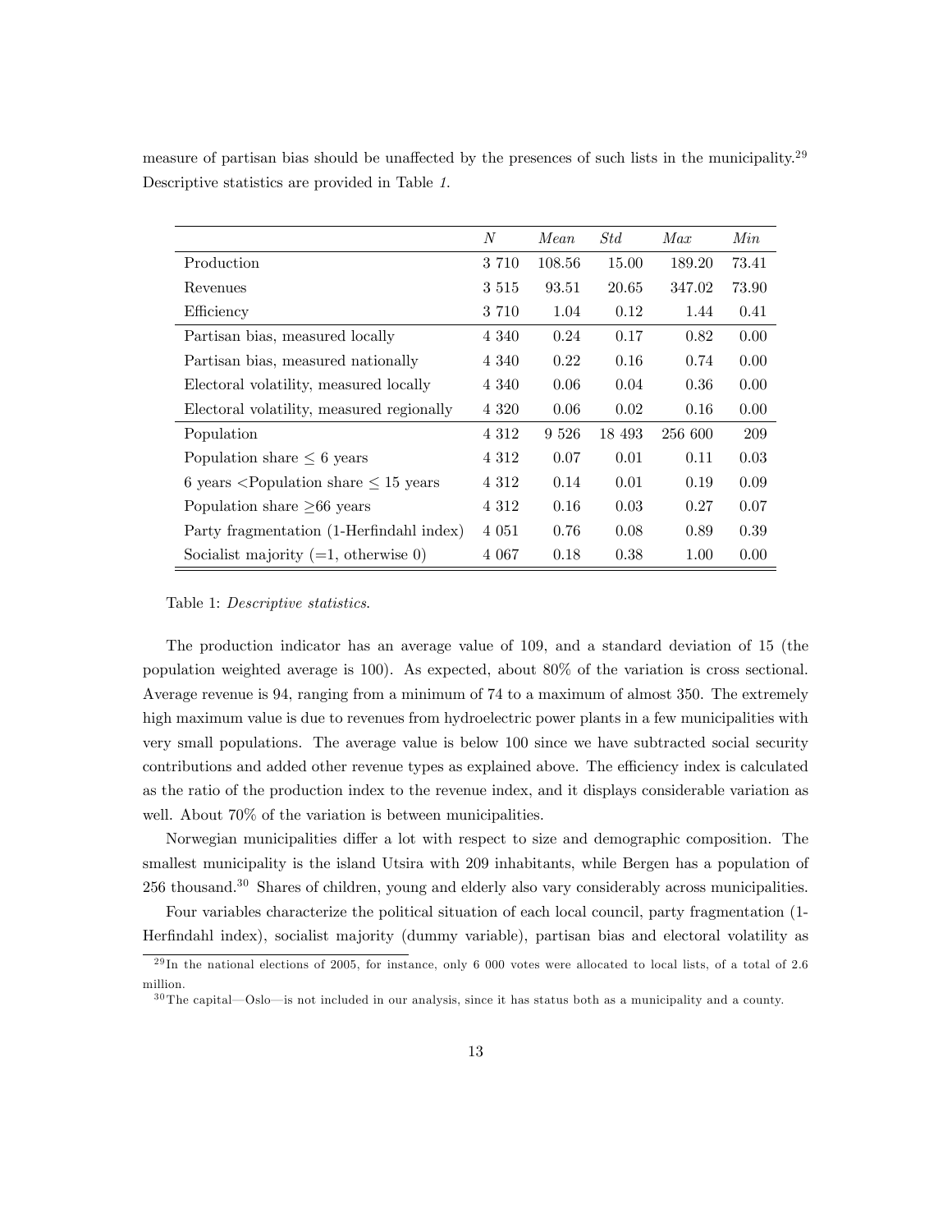measure of partisan bias should be unaffected by the presences of such lists in the municipality.[29] Descriptive statistics are provided in Table *1*.

| | *N* | *Mean* | *Std* | *Max* | *Min* |
|---|---|---|---|---|---|
| Production | 3 710 | 108.56 | 15.00 | 189.20 | 73.41 |
| Revenues | 3 515 | 93.51 | 20.65 | 347.02 | 73.90 |
| Efficiency | 3 710 | 1.04 | 0.12 | 1.44 | 0.41 |
| Partisan bias, measured locally | 4 340 | 0.24 | 0.17 | 0.82 | 0.00 |
| Partisan bias, measured nationally | 4 340 | 0.22 | 0.16 | 0.74 | 0.00 |
| Electoral volatility, measured locally | 4 340 | 0.06 | 0.04 | 0.36 | 0.00 |
| Electoral volatility, measured regionally | 4 320 | 0.06 | 0.02 | 0.16 | 0.00 |
| Population | 4 312 | 9 526 | 18 493 | 256 600 | 209 |
| Population share $\leq$ 6 years | 4 312 | 0.07 | 0.01 | 0.11 | 0.03 |
| 6 years $<$Population share $\leq$ 15 years | 4 312 | 0.14 | 0.01 | 0.19 | 0.09 |
| Population share $\geq$66 years | 4 312 | 0.16 | 0.03 | 0.27 | 0.07 |
| Party fragmentation (1-Herfindahl index) | 4 051 | 0.76 | 0.08 | 0.89 | 0.39 |
| Socialist majority (=1, otherwise 0) | 4 067 | 0.18 | 0.38 | 1.00 | 0.00 |

Table 1: *Descriptive statistics*.

The production indicator has an average value of 109, and a standard deviation of 15 (the population weighted average is 100). As expected, about 80% of the variation is cross sectional. Average revenue is 94, ranging from a minimum of 74 to a maximum of almost 350. The extremely high maximum value is due to revenues from hydroelectric power plants in a few municipalities with very small populations. The average value is below 100 since we have subtracted social security contributions and added other revenue types as explained above. The efficiency index is calculated as the ratio of the production index to the revenue index, and it displays considerable variation as well. About 70% of the variation is between municipalities.

Norwegian municipalities differ a lot with respect to size and demographic composition. The smallest municipality is the island Utsira with 209 inhabitants, while Bergen has a population of 256 thousand.[30] Shares of children, young and elderly also vary considerably across municipalities.

Four variables characterize the political situation of each local council, party fragmentation (1-Herfindahl index), socialist majority (dummy variable), partisan bias and electoral volatility as

[29] In the national elections of 2005, for instance, only 6 000 votes were allocated to local lists, of a total of 2.6 million.

[30] The capital—Oslo—is not included in our analysis, since it has status both as a municipality and a county.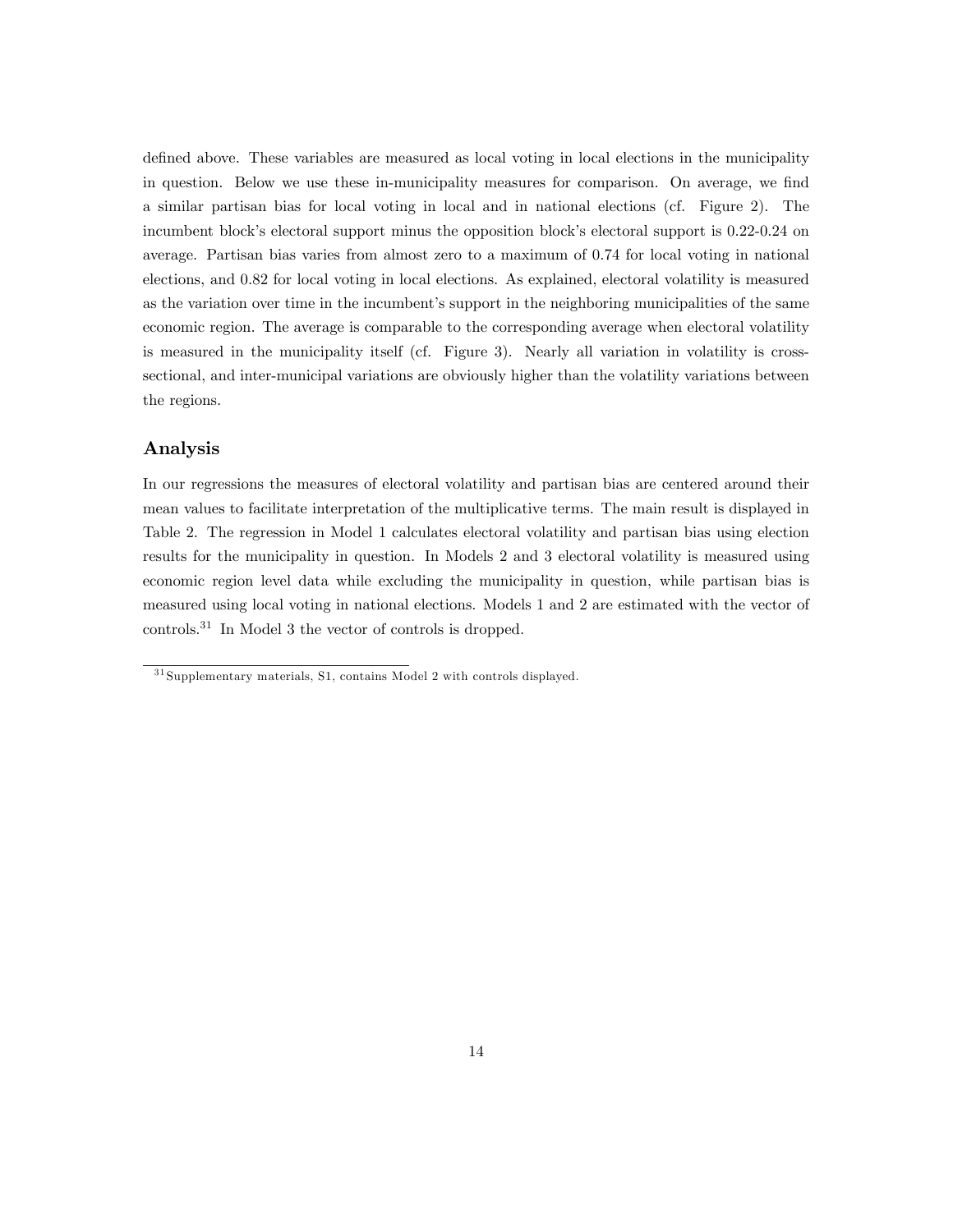defined above. These variables are measured as local voting in local elections in the municipality in question. Below we use these in-municipality measures for comparison. On average, we find a similar partisan bias for local voting in local and in national elections (cf. Figure 2). The incumbent block's electoral support minus the opposition block's electoral support is 0.22-0.24 on average. Partisan bias varies from almost zero to a maximum of 0.74 for local voting in national elections, and 0.82 for local voting in local elections. As explained, electoral volatility is measured as the variation over time in the incumbent's support in the neighboring municipalities of the same economic region. The average is comparable to the corresponding average when electoral volatility is measured in the municipality itself (cf. Figure 3). Nearly all variation in volatility is cross-sectional, and inter-municipal variations are obviously higher than the volatility variations between the regions.

## Analysis

In our regressions the measures of electoral volatility and partisan bias are centered around their mean values to facilitate interpretation of the multiplicative terms. The main result is displayed in Table 2. The regression in Model 1 calculates electoral volatility and partisan bias using election results for the municipality in question. In Models 2 and 3 electoral volatility is measured using economic region level data while excluding the municipality in question, while partisan bias is measured using local voting in national elections. Models 1 and 2 are estimated with the vector of controls.[31] In Model 3 the vector of controls is dropped.

[31] Supplementary materials, S1, contains Model 2 with controls displayed.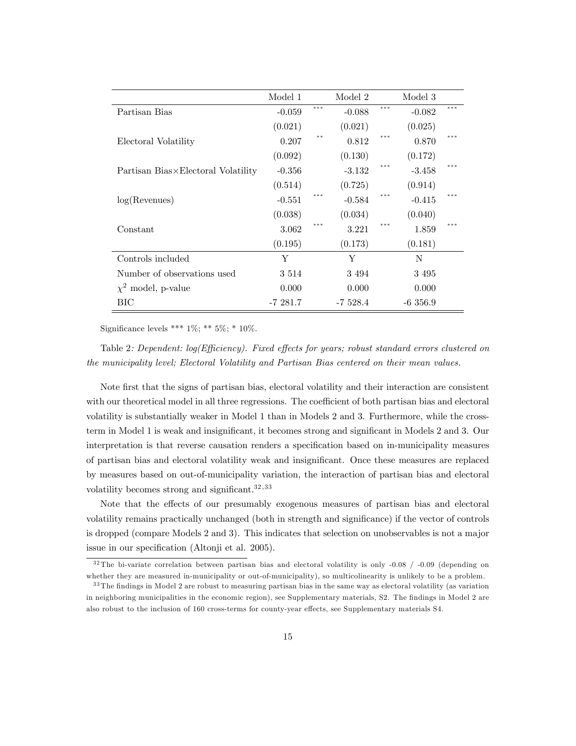| | Model 1 | | Model 2 | | Model 3 | |
|---|---|---|---|---|---|---|
| Partisan Bias | -0.059 | *** | -0.088 | *** | -0.082 | *** |
| | (0.021) | | (0.021) | | (0.025) | |
| Electoral Volatility | 0.207 | ** | 0.812 | *** | 0.870 | *** |
| | (0.092) | | (0.130) | | (0.172) | |
| Partisan Bias×Electoral Volatility | -0.356 | | -3.132 | *** | -3.458 | *** |
| | (0.514) | | (0.725) | | (0.914) | |
| log(Revenues) | -0.551 | *** | -0.584 | *** | -0.415 | *** |
| | (0.038) | | (0.034) | | (0.040) | |
| Constant | 3.062 | *** | 3.221 | *** | 1.859 | *** |
| | (0.195) | | (0.173) | | (0.181) | |
| Controls included | Y | | Y | | N | |
| Number of observations used | 3 514 | | 3 494 | | 3 495 | |
| $\chi^2$ model, p-value | 0.000 | | 0.000 | | 0.000 | |
| BIC | -7 281.7 | | -7 528.4 | | -6 356.9 | |

Significance levels *** 1%; ** 5%; * 10%.

Table 2: *Dependent: log(Efficiency). Fixed effects for years; robust standard errors clustered on the municipality level; Electoral Volatility and Partisan Bias centered on their mean values.*

Note first that the signs of partisan bias, electoral volatility and their interaction are consistent with our theoretical model in all three regressions. The coefficient of both partisan bias and electoral volatility is substantially weaker in Model 1 than in Models 2 and 3. Furthermore, while the cross-term in Model 1 is weak and insignificant, it becomes strong and significant in Models 2 and 3. Our interpretation is that reverse causation renders a specification based on in-municipality measures of partisan bias and electoral volatility weak and insignificant. Once these measures are replaced by measures based on out-of-municipality variation, the interaction of partisan bias and electoral volatility becomes strong and significant.[32,33]

Note that the effects of our presumably exogenous measures of partisan bias and electoral volatility remains practically unchanged (both in strength and significance) if the vector of controls is dropped (compare Models 2 and 3). This indicates that selection on unobservables is not a major issue in our specification (Altonji et al. 2005).

[32] The bi-variate correlation between partisan bias and electoral volatility is only -0.08 / -0.09 (depending on whether they are measured in-municipality or out-of-municipality), so multicolinearity is unlikely to be a problem.

[33] The findings in Model 2 are robust to measuring partisan bias in the same way as electoral volatility (as variation in neighboring municipalities in the economic region), see Supplementary materials, S2. The findings in Model 2 are also robust to the inclusion of 160 cross-terms for county-year effects, see Supplementary materials S4.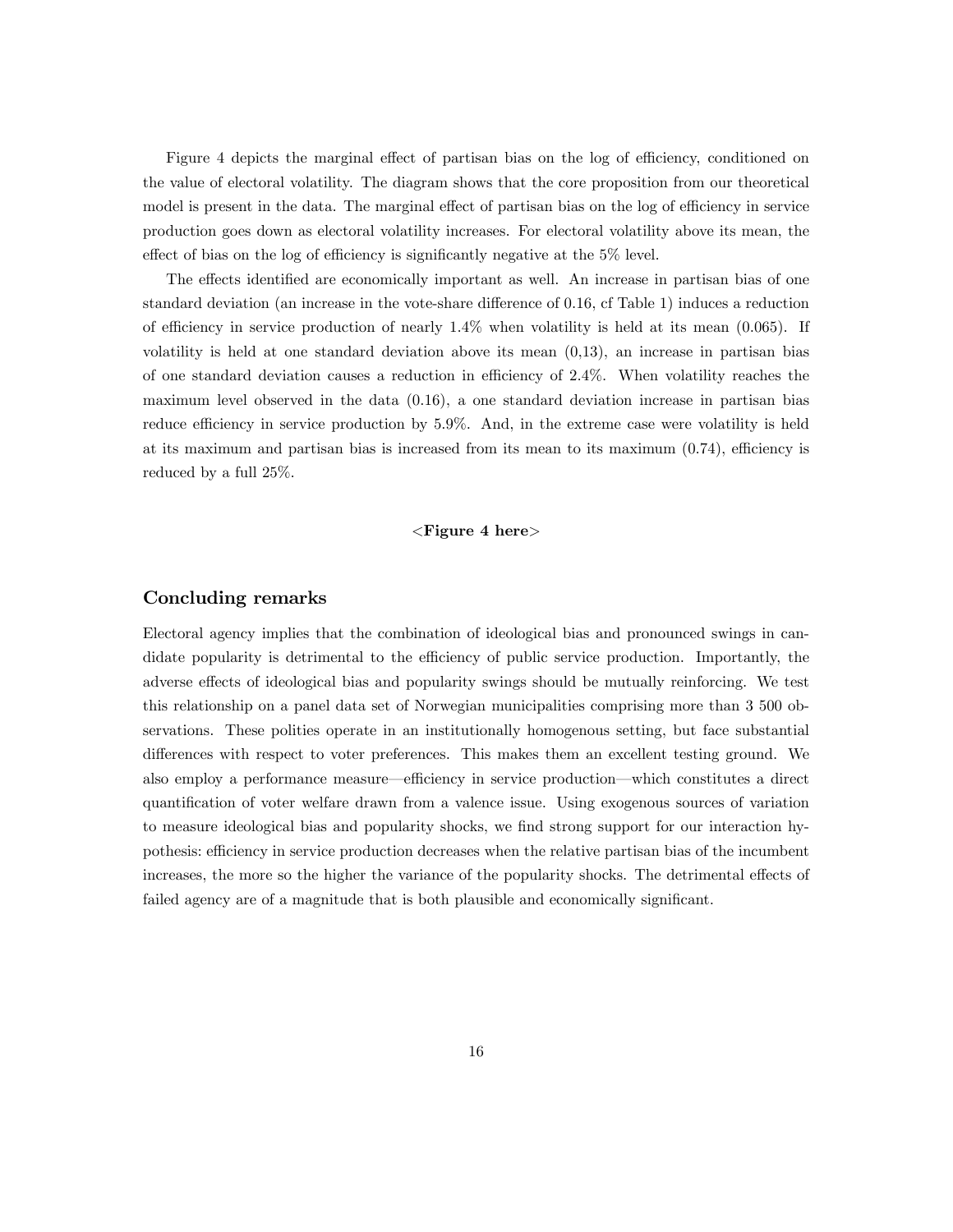Figure 4 depicts the marginal effect of partisan bias on the log of efficiency, conditioned on the value of electoral volatility. The diagram shows that the core proposition from our theoretical model is present in the data. The marginal effect of partisan bias on the log of efficiency in service production goes down as electoral volatility increases. For electoral volatility above its mean, the effect of bias on the log of efficiency is significantly negative at the 5% level.

The effects identified are economically important as well. An increase in partisan bias of one standard deviation (an increase in the vote-share difference of 0.16, cf Table 1) induces a reduction of efficiency in service production of nearly 1.4% when volatility is held at its mean (0.065). If volatility is held at one standard deviation above its mean (0,13), an increase in partisan bias of one standard deviation causes a reduction in efficiency of 2.4%. When volatility reaches the maximum level observed in the data (0.16), a one standard deviation increase in partisan bias reduce efficiency in service production by 5.9%. And, in the extreme case were volatility is held at its maximum and partisan bias is increased from its mean to its maximum (0.74), efficiency is reduced by a full 25%.

**<Figure 4 here>**

## Concluding remarks

Electoral agency implies that the combination of ideological bias and pronounced swings in candidate popularity is detrimental to the efficiency of public service production. Importantly, the adverse effects of ideological bias and popularity swings should be mutually reinforcing. We test this relationship on a panel data set of Norwegian municipalities comprising more than 3 500 observations. These polities operate in an institutionally homogenous setting, but face substantial differences with respect to voter preferences. This makes them an excellent testing ground. We also employ a performance measure—efficiency in service production—which constitutes a direct quantification of voter welfare drawn from a valence issue. Using exogenous sources of variation to measure ideological bias and popularity shocks, we find strong support for our interaction hypothesis: efficiency in service production decreases when the relative partisan bias of the incumbent increases, the more so the higher the variance of the popularity shocks. The detrimental effects of failed agency are of a magnitude that is both plausible and economically significant.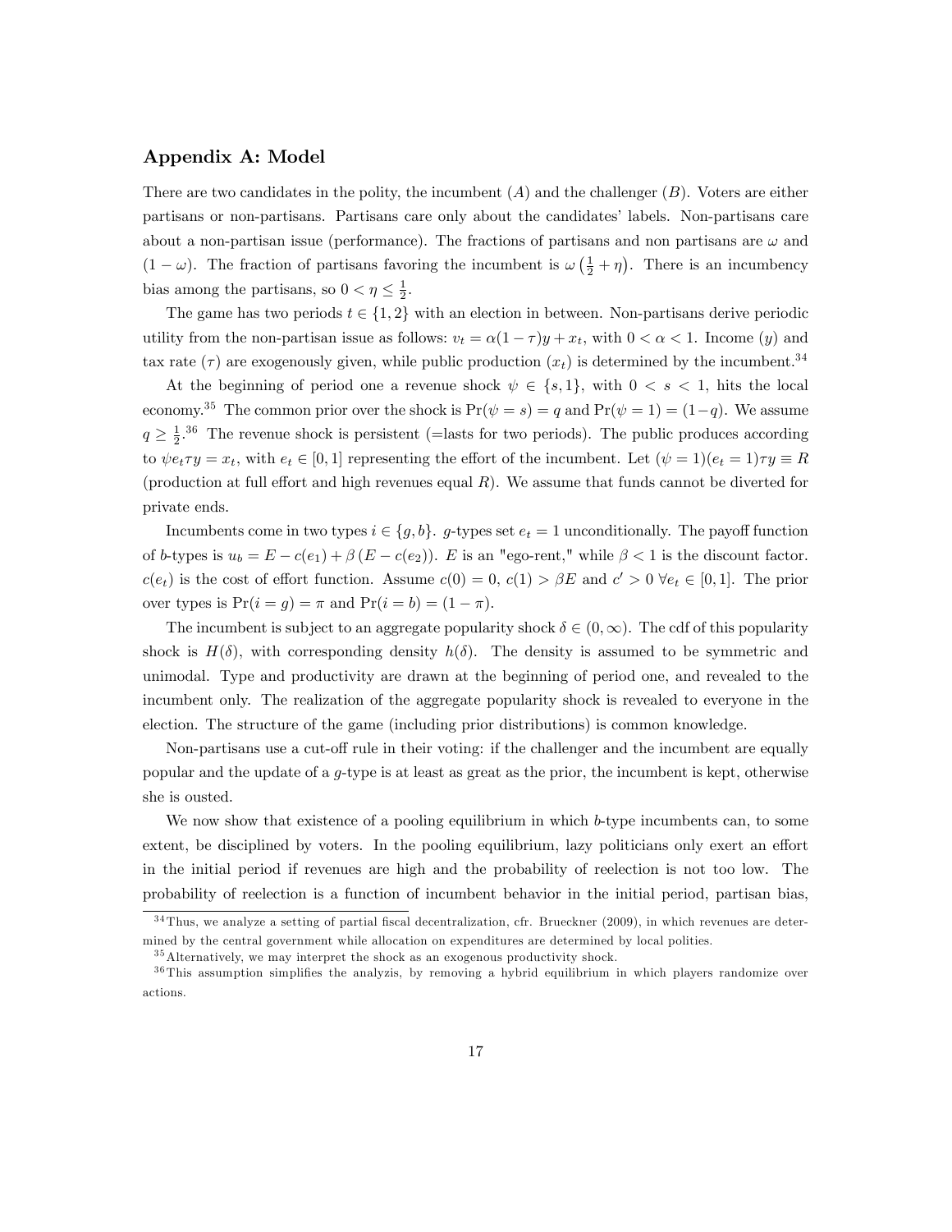### Appendix A: Model

There are two candidates in the polity, the incumbent ($A$) and the challenger ($B$). Voters are either partisans or non-partisans. Partisans care only about the candidates' labels. Non-partisans care about a non-partisan issue (performance). The fractions of partisans and non partisans are $\omega$ and $(1-\omega)$. The fraction of partisans favoring the incumbent is $\omega\left(\frac{1}{2}+\eta\right)$. There is an incumbency bias among the partisans, so $0<\eta\leq\frac{1}{2}$.

The game has two periods $t\in\{1,2\}$ with an election in between. Non-partisans derive periodic utility from the non-partisan issue as follows: $v_t=\alpha(1-\tau)y+x_t$, with $0<\alpha<1$. Income ($y$) and tax rate ($\tau$) are exogenously given, while public production ($x_t$) is determined by the incumbent.[34]

At the beginning of period one a revenue shock $\psi\in\{s,1\}$, with $0<s<1$, hits the local economy.[35] The common prior over the shock is $\Pr(\psi=s)=q$ and $\Pr(\psi=1)=(1-q)$. We assume $q\geq\frac{1}{2}$.[36] The revenue shock is persistent (=lasts for two periods). The public produces according to $\psi e_t\tau y=x_t$, with $e_t\in[0,1]$ representing the effort of the incumbent. Let $(\psi=1)(e_t=1)\tau y\equiv R$ (production at full effort and high revenues equal $R$). We assume that funds cannot be diverted for private ends.

Incumbents come in two types $i\in\{g,b\}$. $g$-types set $e_t=1$ unconditionally. The payoff function of $b$-types is $u_b=E-c(e_1)+\beta\left(E-c(e_2)\right)$. $E$ is an "ego-rent," while $\beta<1$ is the discount factor. $c(e_t)$ is the cost of effort function. Assume $c(0)=0$, $c(1)>\beta E$ and $c'>0$ $\forall e_t\in[0,1]$. The prior over types is $\Pr(i=g)=\pi$ and $\Pr(i=b)=(1-\pi)$.

The incumbent is subject to an aggregate popularity shock $\delta\in(0,\infty)$. The cdf of this popularity shock is $H(\delta)$, with corresponding density $h(\delta)$. The density is assumed to be symmetric and unimodal. Type and productivity are drawn at the beginning of period one, and revealed to the incumbent only. The realization of the aggregate popularity shock is revealed to everyone in the election. The structure of the game (including prior distributions) is common knowledge.

Non-partisans use a cut-off rule in their voting: if the challenger and the incumbent are equally popular and the update of a $g$-type is at least as great as the prior, the incumbent is kept, otherwise she is ousted.

We now show that existence of a pooling equilibrium in which $b$-type incumbents can, to some extent, be disciplined by voters. In the pooling equilibrium, lazy politicians only exert an effort in the initial period if revenues are high and the probability of reelection is not too low. The probability of reelection is a function of incumbent behavior in the initial period, partisan bias,

[34] Thus, we analyze a setting of partial fiscal decentralization, cfr. Brueckner (2009), in which revenues are determined by the central government while allocation on expenditures are determined by local polities.

[35] Alternatively, we may interpret the shock as an exogenous productivity shock.

[36] This assumption simplifies the analyzis, by removing a hybrid equilibrium in which players randomize over actions.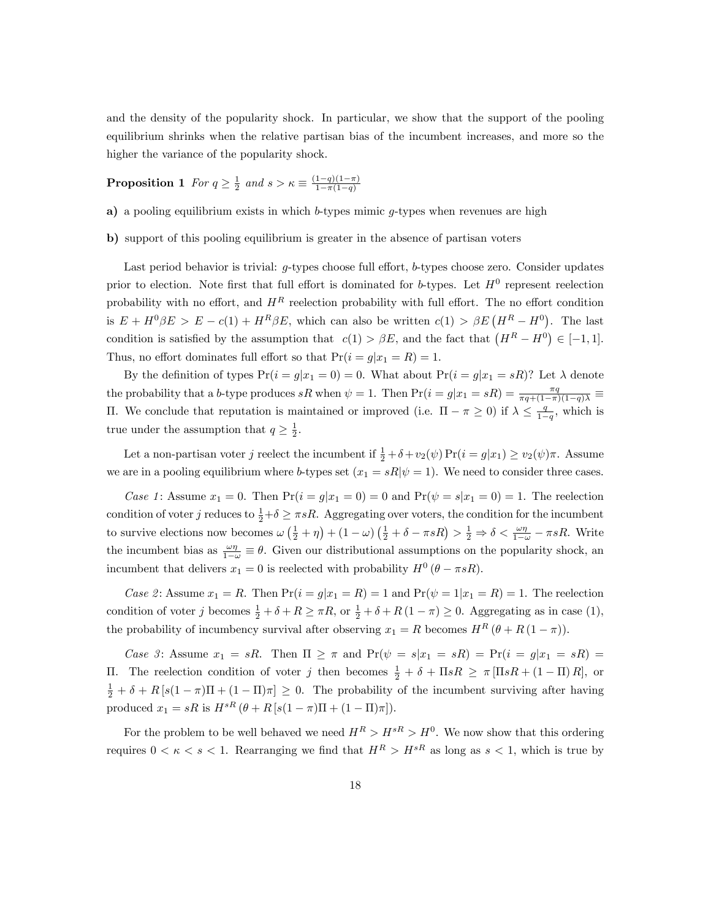and the density of the popularity shock. In particular, we show that the support of the pooling equilibrium shrinks when the relative partisan bias of the incumbent increases, and more so the higher the variance of the popularity shock.

**Proposition 1** *For $q \geq \frac{1}{2}$ and $s > \kappa \equiv \frac{(1-q)(1-\pi)}{1-\pi(1-q)}$*

**a)** a pooling equilibrium exists in which $b$-types mimic $g$-types when revenues are high

**b)** support of this pooling equilibrium is greater in the absence of partisan voters

Last period behavior is trivial: $g$-types choose full effort, $b$-types choose zero. Consider updates prior to election. Note first that full effort is dominated for $b$-types. Let $H^0$ represent reelection probability with no effort, and $H^R$ reelection probability with full effort. The no effort condition is $E + H^0\beta E > E - c(1) + H^R\beta E$, which can also be written $c(1) > \beta E \left(H^R - H^0\right)$. The last condition is satisfied by the assumption that $c(1) > \beta E$, and the fact that $\left(H^R - H^0\right) \in [-1, 1]$. Thus, no effort dominates full effort so that $\Pr(i = g|x_1 = R) = 1$.

By the definition of types $\Pr(i = g|x_1 = 0) = 0$. What about $\Pr(i = g|x_1 = sR)$? Let $\lambda$ denote the probability that a $b$-type produces $sR$ when $\psi = 1$. Then $\Pr(i = g|x_1 = sR) = \frac{\pi q}{\pi q + (1-\pi)(1-q)\lambda} \equiv \Pi$. We conclude that reputation is maintained or improved (i.e. $\Pi - \pi \geq 0$) if $\lambda \leq \frac{q}{1-q}$, which is true under the assumption that $q \geq \frac{1}{2}$.

Let a non-partisan voter $j$ reelect the incumbent if $\frac{1}{2} + \delta + v_2(\psi)\Pr(i = g|x_1) \geq v_2(\psi)\pi$. Assume we are in a pooling equilibrium where $b$-types set $(x_1 = sR|\psi = 1)$. We need to consider three cases.

*Case 1*: Assume $x_1 = 0$. Then $\Pr(i = g|x_1 = 0) = 0$ and $\Pr(\psi = s|x_1 = 0) = 1$. The reelection condition of voter $j$ reduces to $\frac{1}{2} + \delta \geq \pi sR$. Aggregating over voters, the condition for the incumbent to survive elections now becomes $\omega\left(\frac{1}{2} + \eta\right) + (1-\omega)\left(\frac{1}{2} + \delta - \pi sR\right) > \frac{1}{2} \Rightarrow \delta < \frac{\omega\eta}{1-\omega} - \pi sR$. Write the incumbent bias as $\frac{\omega\eta}{1-\omega} \equiv \theta$. Given our distributional assumptions on the popularity shock, an incumbent that delivers $x_1 = 0$ is reelected with probability $H^0(\theta - \pi sR)$.

*Case 2*: Assume $x_1 = R$. Then $\Pr(i = g|x_1 = R) = 1$ and $\Pr(\psi = 1|x_1 = R) = 1$. The reelection condition of voter $j$ becomes $\frac{1}{2} + \delta + R \geq \pi R$, or $\frac{1}{2} + \delta + R(1-\pi) \geq 0$. Aggregating as in case (1), the probability of incumbency survival after observing $x_1 = R$ becomes $H^R(\theta + R(1-\pi))$.

*Case 3*: Assume $x_1 = sR$. Then $\Pi \geq \pi$ and $\Pr(\psi = s|x_1 = sR) = \Pr(i = g|x_1 = sR) = \Pi$. The reelection condition of voter $j$ then becomes $\frac{1}{2} + \delta + \Pi sR \geq \pi\left[\Pi sR + (1-\Pi)R\right]$, or $\frac{1}{2} + \delta + R\left[s(1-\pi)\Pi + (1-\Pi)\pi\right] \geq 0$. The probability of the incumbent surviving after having produced $x_1 = sR$ is $H^{sR}(\theta + R\left[s(1-\pi)\Pi + (1-\Pi)\pi\right])$.

For the problem to be well behaved we need $H^R > H^{sR} > H^0$. We now show that this ordering requires $0 < \kappa < s < 1$. Rearranging we find that $H^R > H^{sR}$ as long as $s < 1$, which is true by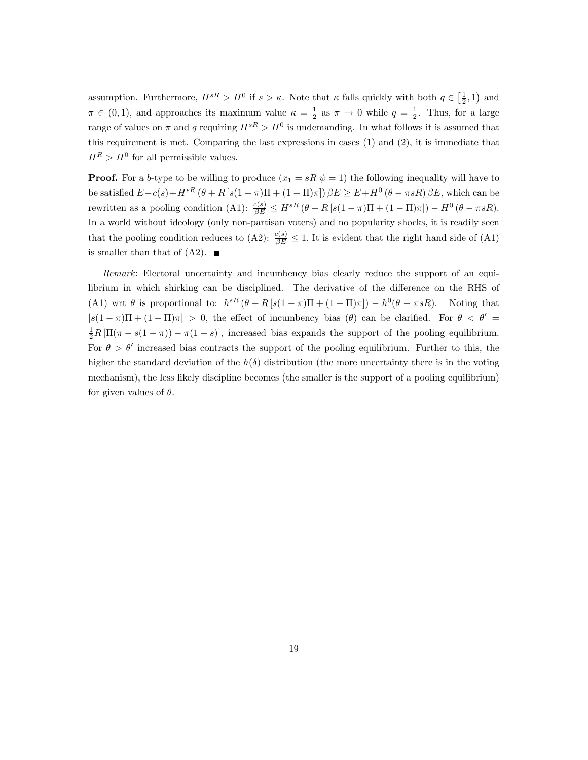assumption. Furthermore, $H^{sR} > H^0$ if $s > \kappa$. Note that $\kappa$ falls quickly with both $q \in \left[\frac{1}{2}, 1\right)$ and $\pi \in (0,1)$, and approaches its maximum value $\kappa = \frac{1}{2}$ as $\pi \to 0$ while $q = \frac{1}{2}$. Thus, for a large range of values on $\pi$ and $q$ requiring $H^{sR} > H^0$ is undemanding. In what follows it is assumed that this requirement is met. Comparing the last expressions in cases (1) and (2), it is immediate that $H^R > H^0$ for all permissible values.

**Proof.** For a $b$-type to be willing to produce $(x_1 = sR|\psi = 1)$ the following inequality will have to be satisfied $E - c(s) + H^{sR}\left(\theta + R\left[s(1-\pi)\Pi + (1-\Pi)\pi\right]\right)\beta E \geq E + H^0\left(\theta - \pi s R\right)\beta E$, which can be rewritten as a pooling condition (A1): $\frac{c(s)}{\beta E} \leq H^{sR}\left(\theta + R\left[s(1-\pi)\Pi + (1-\Pi)\pi\right]\right) - H^0\left(\theta - \pi s R\right)$. In a world without ideology (only non-partisan voters) and no popularity shocks, it is readily seen that the pooling condition reduces to (A2): $\frac{c(s)}{\beta E} \leq 1$. It is evident that the right hand side of (A1) is smaller than that of (A2). ■

*Remark*: Electoral uncertainty and incumbency bias clearly reduce the support of an equilibrium in which shirking can be disciplined. The derivative of the difference on the RHS of (A1) wrt $\theta$ is proportional to: $h^{sR}\left(\theta + R\left[s(1-\pi)\Pi + (1-\Pi)\pi\right]\right) - h^0(\theta - \pi s R)$. Noting that $\left[s(1-\pi)\Pi + (1-\Pi)\pi\right] > 0$, the effect of incumbency bias ($\theta$) can be clarified. For $\theta < \theta' = \frac{1}{2}R\left[\Pi(\pi - s(1-\pi)) - \pi(1-s)\right]$, increased bias expands the support of the pooling equilibrium. For $\theta > \theta'$ increased bias contracts the support of the pooling equilibrium. Further to this, the higher the standard deviation of the $h(\delta)$ distribution (the more uncertainty there is in the voting mechanism), the less likely discipline becomes (the smaller is the support of a pooling equilibrium) for given values of $\theta$.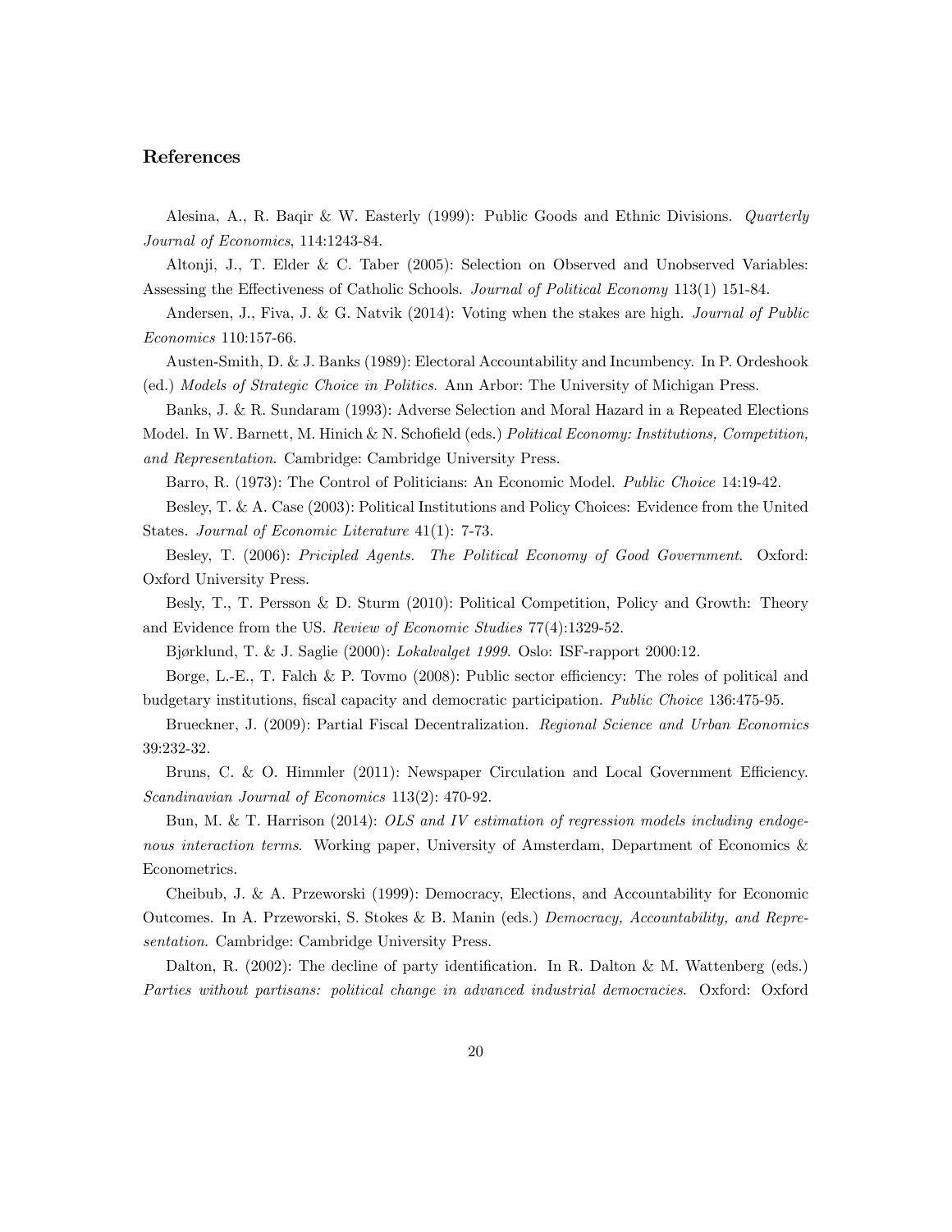## References

Alesina, A., R. Baqir & W. Easterly (1999): Public Goods and Ethnic Divisions. *Quarterly Journal of Economics*, 114:1243-84.

Altonji, J., T. Elder & C. Taber (2005): Selection on Observed and Unobserved Variables: Assessing the Effectiveness of Catholic Schools. *Journal of Political Economy* 113(1) 151-84.

Andersen, J., Fiva, J. & G. Natvik (2014): Voting when the stakes are high. *Journal of Public Economics* 110:157-66.

Austen-Smith, D. & J. Banks (1989): Electoral Accountability and Incumbency. In P. Ordeshook (ed.) *Models of Strategic Choice in Politics*. Ann Arbor: The University of Michigan Press.

Banks, J. & R. Sundaram (1993): Adverse Selection and Moral Hazard in a Repeated Elections Model. In W. Barnett, M. Hinich & N. Schofield (eds.) *Political Economy: Institutions, Competition, and Representation*. Cambridge: Cambridge University Press.

Barro, R. (1973): The Control of Politicians: An Economic Model. *Public Choice* 14:19-42.

Besley, T. & A. Case (2003): Political Institutions and Policy Choices: Evidence from the United States. *Journal of Economic Literature* 41(1): 7-73.

Besley, T. (2006): *Pricipled Agents. The Political Economy of Good Government*. Oxford: Oxford University Press.

Besly, T., T. Persson & D. Sturm (2010): Political Competition, Policy and Growth: Theory and Evidence from the US. *Review of Economic Studies* 77(4):1329-52.

Bjørklund, T. & J. Saglie (2000): *Lokalvalget 1999*. Oslo: ISF-rapport 2000:12.

Borge, L.-E., T. Falch & P. Tovmo (2008): Public sector efficiency: The roles of political and budgetary institutions, fiscal capacity and democratic participation. *Public Choice* 136:475-95.

Brueckner, J. (2009): Partial Fiscal Decentralization. *Regional Science and Urban Economics* 39:232-32.

Bruns, C. & O. Himmler (2011): Newspaper Circulation and Local Government Efficiency. *Scandinavian Journal of Economics* 113(2): 470-92.

Bun, M. & T. Harrison (2014): *OLS and IV estimation of regression models including endogenous interaction terms*. Working paper, University of Amsterdam, Department of Economics & Econometrics.

Cheibub, J. & A. Przeworski (1999): Democracy, Elections, and Accountability for Economic Outcomes. In A. Przeworski, S. Stokes & B. Manin (eds.) *Democracy, Accountability, and Representation*. Cambridge: Cambridge University Press.

Dalton, R. (2002): The decline of party identification. In R. Dalton & M. Wattenberg (eds.) *Parties without partisans: political change in advanced industrial democracies*. Oxford: Oxford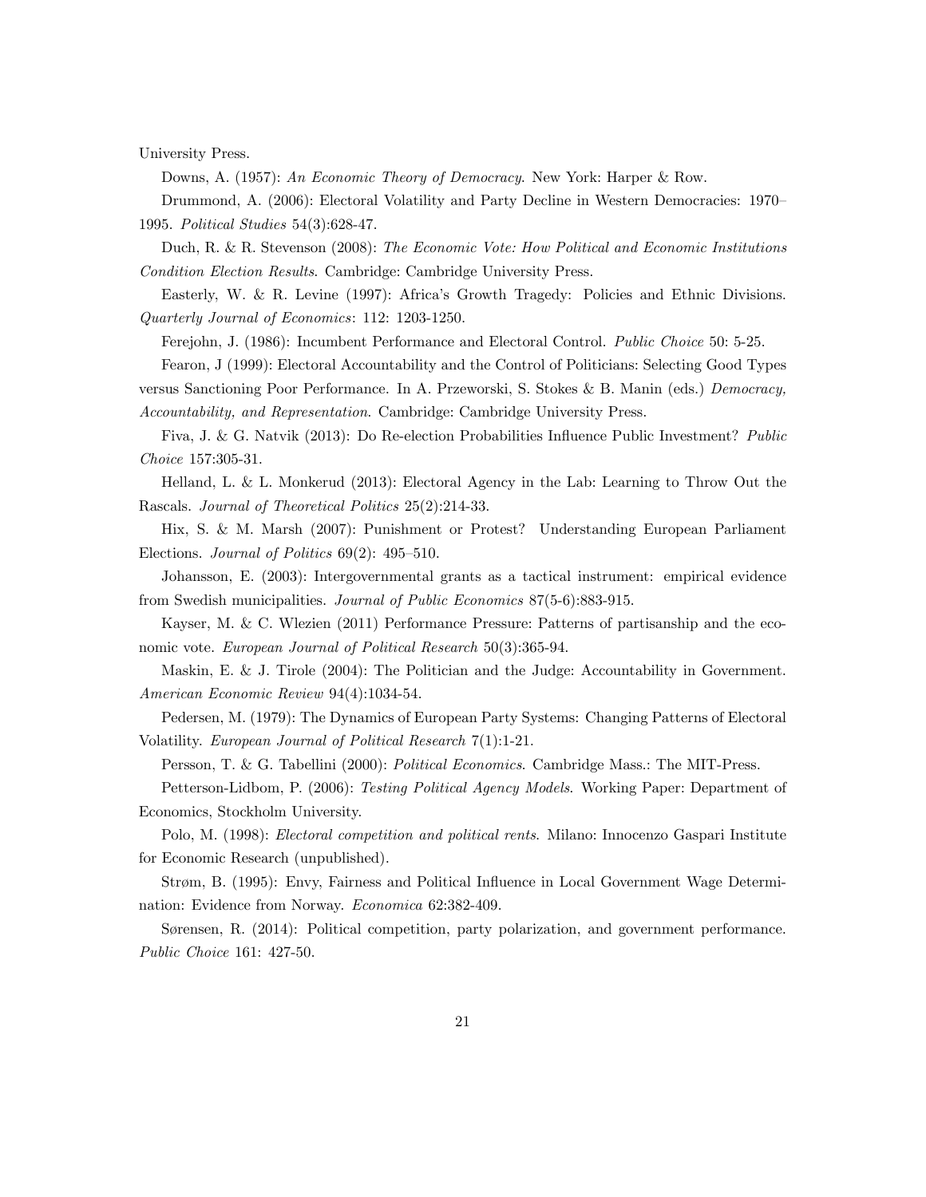University Press.

Downs, A. (1957): *An Economic Theory of Democracy*. New York: Harper & Row.

Drummond, A. (2006): Electoral Volatility and Party Decline in Western Democracies: 1970–1995. *Political Studies* 54(3):628-47.

Duch, R. & R. Stevenson (2008): *The Economic Vote: How Political and Economic Institutions Condition Election Results*. Cambridge: Cambridge University Press.

Easterly, W. & R. Levine (1997): Africa's Growth Tragedy: Policies and Ethnic Divisions. *Quarterly Journal of Economics*: 112: 1203-1250.

Ferejohn, J. (1986): Incumbent Performance and Electoral Control. *Public Choice* 50: 5-25.

Fearon, J (1999): Electoral Accountability and the Control of Politicians: Selecting Good Types versus Sanctioning Poor Performance. In A. Przeworski, S. Stokes & B. Manin (eds.) *Democracy, Accountability, and Representation*. Cambridge: Cambridge University Press.

Fiva, J. & G. Natvik (2013): Do Re-election Probabilities Influence Public Investment? *Public Choice* 157:305-31.

Helland, L. & L. Monkerud (2013): Electoral Agency in the Lab: Learning to Throw Out the Rascals. *Journal of Theoretical Politics* 25(2):214-33.

Hix, S. & M. Marsh (2007): Punishment or Protest? Understanding European Parliament Elections. *Journal of Politics* 69(2): 495–510.

Johansson, E. (2003): Intergovernmental grants as a tactical instrument: empirical evidence from Swedish municipalities. *Journal of Public Economics* 87(5-6):883-915.

Kayser, M. & C. Wlezien (2011) Performance Pressure: Patterns of partisanship and the economic vote. *European Journal of Political Research* 50(3):365-94.

Maskin, E. & J. Tirole (2004): The Politician and the Judge: Accountability in Government. *American Economic Review* 94(4):1034-54.

Pedersen, M. (1979): The Dynamics of European Party Systems: Changing Patterns of Electoral Volatility. *European Journal of Political Research* 7(1):1-21.

Persson, T. & G. Tabellini (2000): *Political Economics*. Cambridge Mass.: The MIT-Press.

Petterson-Lidbom, P. (2006): *Testing Political Agency Models*. Working Paper: Department of Economics, Stockholm University.

Polo, M. (1998): *Electoral competition and political rents*. Milano: Innocenzo Gaspari Institute for Economic Research (unpublished).

Strøm, B. (1995): Envy, Fairness and Political Influence in Local Government Wage Determination: Evidence from Norway. *Economica* 62:382-409.

Sørensen, R. (2014): Political competition, party polarization, and government performance. *Public Choice* 161: 427-50.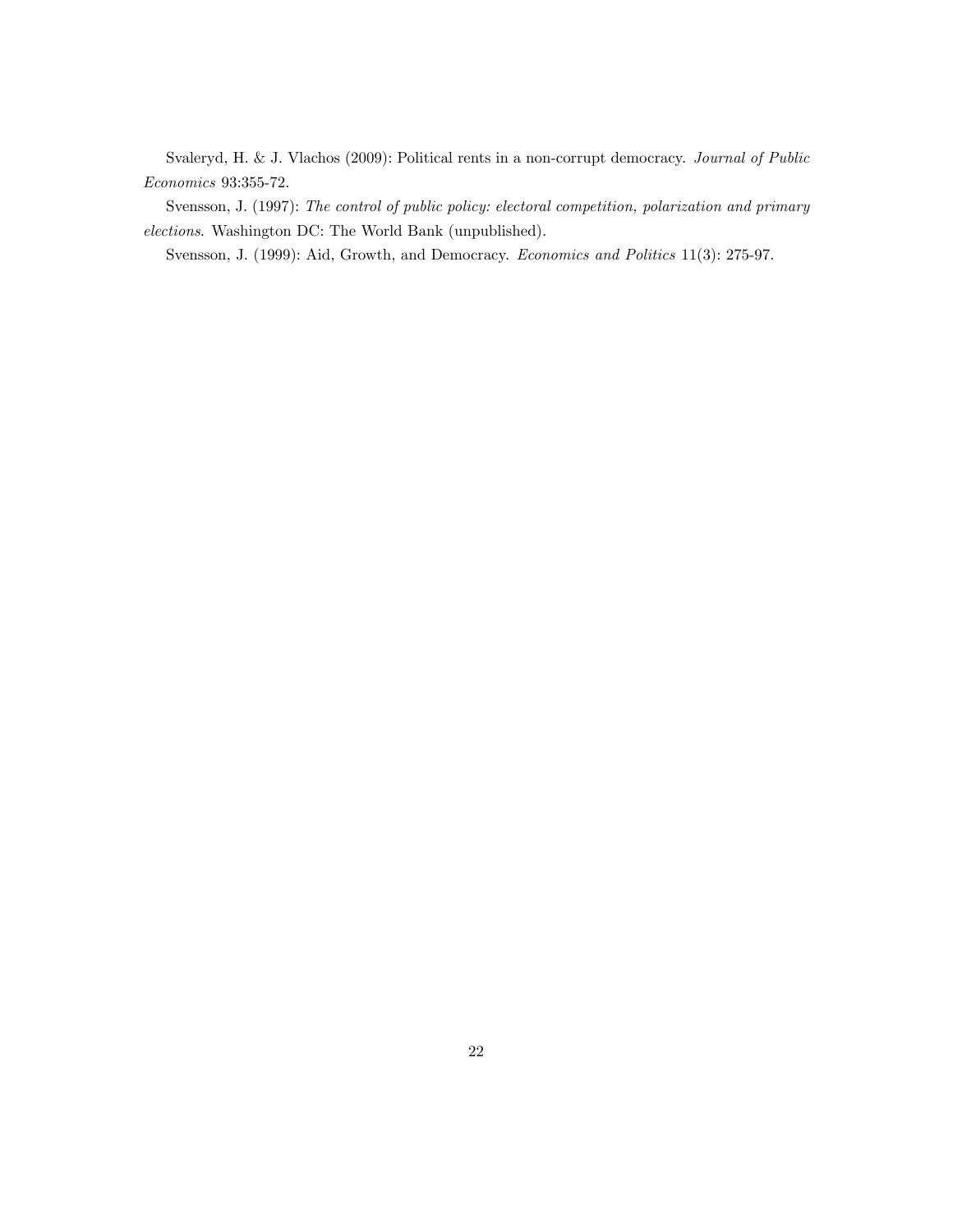Svaleryd, H. & J. Vlachos (2009): Political rents in a non-corrupt democracy. *Journal of Public Economics* 93:355-72.

Svensson, J. (1997): *The control of public policy: electoral competition, polarization and primary elections*. Washington DC: The World Bank (unpublished).

Svensson, J. (1999): Aid, Growth, and Democracy. *Economics and Politics* 11(3): 275-97.